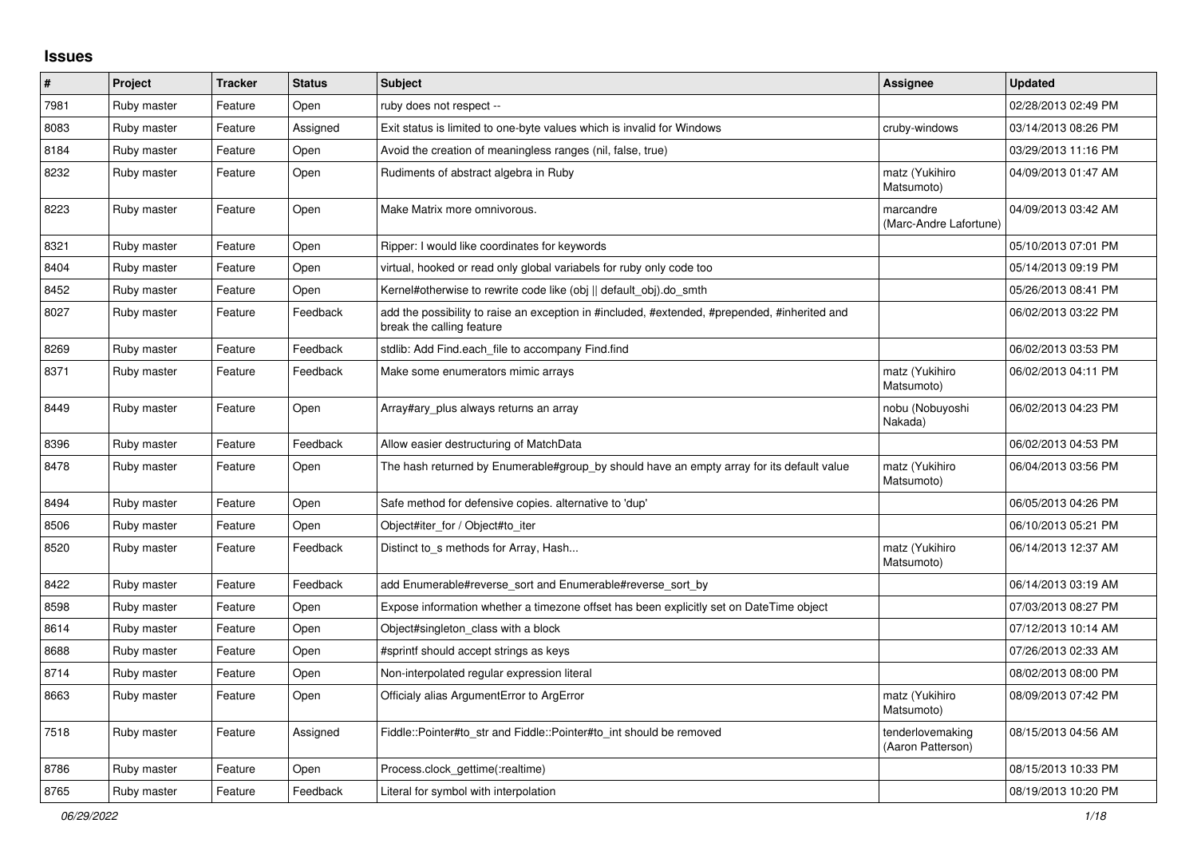# Issues

| # | Project | Tracker | Status | Subject | Assignee | Updated |
|---|---|---|---|---|---|---|
| 7981 | Ruby master | Feature | Open | ruby does not respect -- | | 02/28/2013 02:49 PM |
| 8083 | Ruby master | Feature | Assigned | Exit status is limited to one-byte values which is invalid for Windows | cruby-windows | 03/14/2013 08:26 PM |
| 8184 | Ruby master | Feature | Open | Avoid the creation of meaningless ranges (nil, false, true) | | 03/29/2013 11:16 PM |
| 8232 | Ruby master | Feature | Open | Rudiments of abstract algebra in Ruby | matz (Yukihiro Matsumoto) | 04/09/2013 01:47 AM |
| 8223 | Ruby master | Feature | Open | Make Matrix more omnivorous. | marcandre (Marc-Andre Lafortune) | 04/09/2013 03:42 AM |
| 8321 | Ruby master | Feature | Open | Ripper: I would like coordinates for keywords | | 05/10/2013 07:01 PM |
| 8404 | Ruby master | Feature | Open | virtual, hooked or read only global variabels for ruby only code too | | 05/14/2013 09:19 PM |
| 8452 | Ruby master | Feature | Open | Kernel#otherwise to rewrite code like (obj \|\| default_obj).do_smth | | 05/26/2013 08:41 PM |
| 8027 | Ruby master | Feature | Feedback | add the possibility to raise an exception in #included, #extended, #prepended, #inherited and break the calling feature | | 06/02/2013 03:22 PM |
| 8269 | Ruby master | Feature | Feedback | stdlib: Add Find.each_file to accompany Find.find | | 06/02/2013 03:53 PM |
| 8371 | Ruby master | Feature | Feedback | Make some enumerators mimic arrays | matz (Yukihiro Matsumoto) | 06/02/2013 04:11 PM |
| 8449 | Ruby master | Feature | Open | Array#ary_plus always returns an array | nobu (Nobuyoshi Nakada) | 06/02/2013 04:23 PM |
| 8396 | Ruby master | Feature | Feedback | Allow easier destructuring of MatchData | | 06/02/2013 04:53 PM |
| 8478 | Ruby master | Feature | Open | The hash returned by Enumerable#group_by should have an empty array for its default value | matz (Yukihiro Matsumoto) | 06/04/2013 03:56 PM |
| 8494 | Ruby master | Feature | Open | Safe method for defensive copies. alternative to 'dup' | | 06/05/2013 04:26 PM |
| 8506 | Ruby master | Feature | Open | Object#iter_for / Object#to_iter | | 06/10/2013 05:21 PM |
| 8520 | Ruby master | Feature | Feedback | Distinct to_s methods for Array, Hash... | matz (Yukihiro Matsumoto) | 06/14/2013 12:37 AM |
| 8422 | Ruby master | Feature | Feedback | add Enumerable#reverse_sort and Enumerable#reverse_sort_by | | 06/14/2013 03:19 AM |
| 8598 | Ruby master | Feature | Open | Expose information whether a timezone offset has been explicitly set on DateTime object | | 07/03/2013 08:27 PM |
| 8614 | Ruby master | Feature | Open | Object#singleton_class with a block | | 07/12/2013 10:14 AM |
| 8688 | Ruby master | Feature | Open | #sprintf should accept strings as keys | | 07/26/2013 02:33 AM |
| 8714 | Ruby master | Feature | Open | Non-interpolated regular expression literal | | 08/02/2013 08:00 PM |
| 8663 | Ruby master | Feature | Open | Officialy alias ArgumentError to ArgError | matz (Yukihiro Matsumoto) | 08/09/2013 07:42 PM |
| 7518 | Ruby master | Feature | Assigned | Fiddle::Pointer#to_str and Fiddle::Pointer#to_int should be removed | tenderlovemaking (Aaron Patterson) | 08/15/2013 04:56 AM |
| 8786 | Ruby master | Feature | Open | Process.clock_gettime(:realtime) | | 08/15/2013 10:33 PM |
| 8765 | Ruby master | Feature | Feedback | Literal for symbol with interpolation | | 08/19/2013 10:20 PM |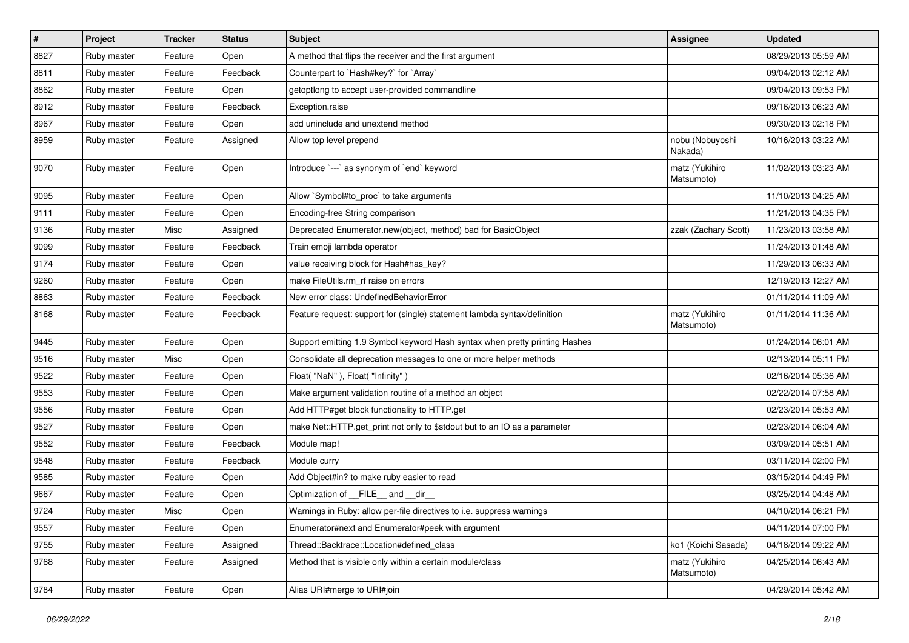| # | Project | Tracker | Status | Subject | Assignee | Updated |
|---|---|---|---|---|---|---|
| 8827 | Ruby master | Feature | Open | A method that flips the receiver and the first argument | | 08/29/2013 05:59 AM |
| 8811 | Ruby master | Feature | Feedback | Counterpart to `Hash#key?` for `Array` | | 09/04/2013 02:12 AM |
| 8862 | Ruby master | Feature | Open | getoptlong to accept user-provided commandline | | 09/04/2013 09:53 PM |
| 8912 | Ruby master | Feature | Feedback | Exception.raise | | 09/16/2013 06:23 AM |
| 8967 | Ruby master | Feature | Open | add uninclude and unextend method | | 09/30/2013 02:18 PM |
| 8959 | Ruby master | Feature | Assigned | Allow top level prepend | nobu (Nobuyoshi Nakada) | 10/16/2013 03:22 AM |
| 9070 | Ruby master | Feature | Open | Introduce `---` as synonym of `end` keyword | matz (Yukihiro Matsumoto) | 11/02/2013 03:23 AM |
| 9095 | Ruby master | Feature | Open | Allow `Symbol#to_proc` to take arguments | | 11/10/2013 04:25 AM |
| 9111 | Ruby master | Feature | Open | Encoding-free String comparison | | 11/21/2013 04:35 PM |
| 9136 | Ruby master | Misc | Assigned | Deprecated Enumerator.new(object, method) bad for BasicObject | zzak (Zachary Scott) | 11/23/2013 03:58 AM |
| 9099 | Ruby master | Feature | Feedback | Train emoji lambda operator | | 11/24/2013 01:48 AM |
| 9174 | Ruby master | Feature | Open | value receiving block for Hash#has_key? | | 11/29/2013 06:33 AM |
| 9260 | Ruby master | Feature | Open | make FileUtils.rm_rf raise on errors | | 12/19/2013 12:27 AM |
| 8863 | Ruby master | Feature | Feedback | New error class: UndefinedBehaviorError | | 01/11/2014 11:09 AM |
| 8168 | Ruby master | Feature | Feedback | Feature request: support for (single) statement lambda syntax/definition | matz (Yukihiro Matsumoto) | 01/11/2014 11:36 AM |
| 9445 | Ruby master | Feature | Open | Support emitting 1.9 Symbol keyword Hash syntax when pretty printing Hashes | | 01/24/2014 06:01 AM |
| 9516 | Ruby master | Misc | Open | Consolidate all deprecation messages to one or more helper methods | | 02/13/2014 05:11 PM |
| 9522 | Ruby master | Feature | Open | Float( "NaN" ), Float( "Infinity" ) | | 02/16/2014 05:36 AM |
| 9553 | Ruby master | Feature | Open | Make argument validation routine of a method an object | | 02/22/2014 07:58 AM |
| 9556 | Ruby master | Feature | Open | Add HTTP#get block functionality to HTTP.get | | 02/23/2014 05:53 AM |
| 9527 | Ruby master | Feature | Open | make Net::HTTP.get_print not only to $stdout but to an IO as a parameter | | 02/23/2014 06:04 AM |
| 9552 | Ruby master | Feature | Feedback | Module map! | | 03/09/2014 05:51 AM |
| 9548 | Ruby master | Feature | Feedback | Module curry | | 03/11/2014 02:00 PM |
| 9585 | Ruby master | Feature | Open | Add Object#in? to make ruby easier to read | | 03/15/2014 04:49 PM |
| 9667 | Ruby master | Feature | Open | Optimization of __FILE__ and __dir__ | | 03/25/2014 04:48 AM |
| 9724 | Ruby master | Misc | Open | Warnings in Ruby: allow per-file directives to i.e. suppress warnings | | 04/10/2014 06:21 PM |
| 9557 | Ruby master | Feature | Open | Enumerator#next and Enumerator#peek with argument | | 04/11/2014 07:00 PM |
| 9755 | Ruby master | Feature | Assigned | Thread::Backtrace::Location#defined_class | ko1 (Koichi Sasada) | 04/18/2014 09:22 AM |
| 9768 | Ruby master | Feature | Assigned | Method that is visible only within a certain module/class | matz (Yukihiro Matsumoto) | 04/25/2014 06:43 AM |
| 9784 | Ruby master | Feature | Open | Alias URI#merge to URI#join | | 04/29/2014 05:42 AM |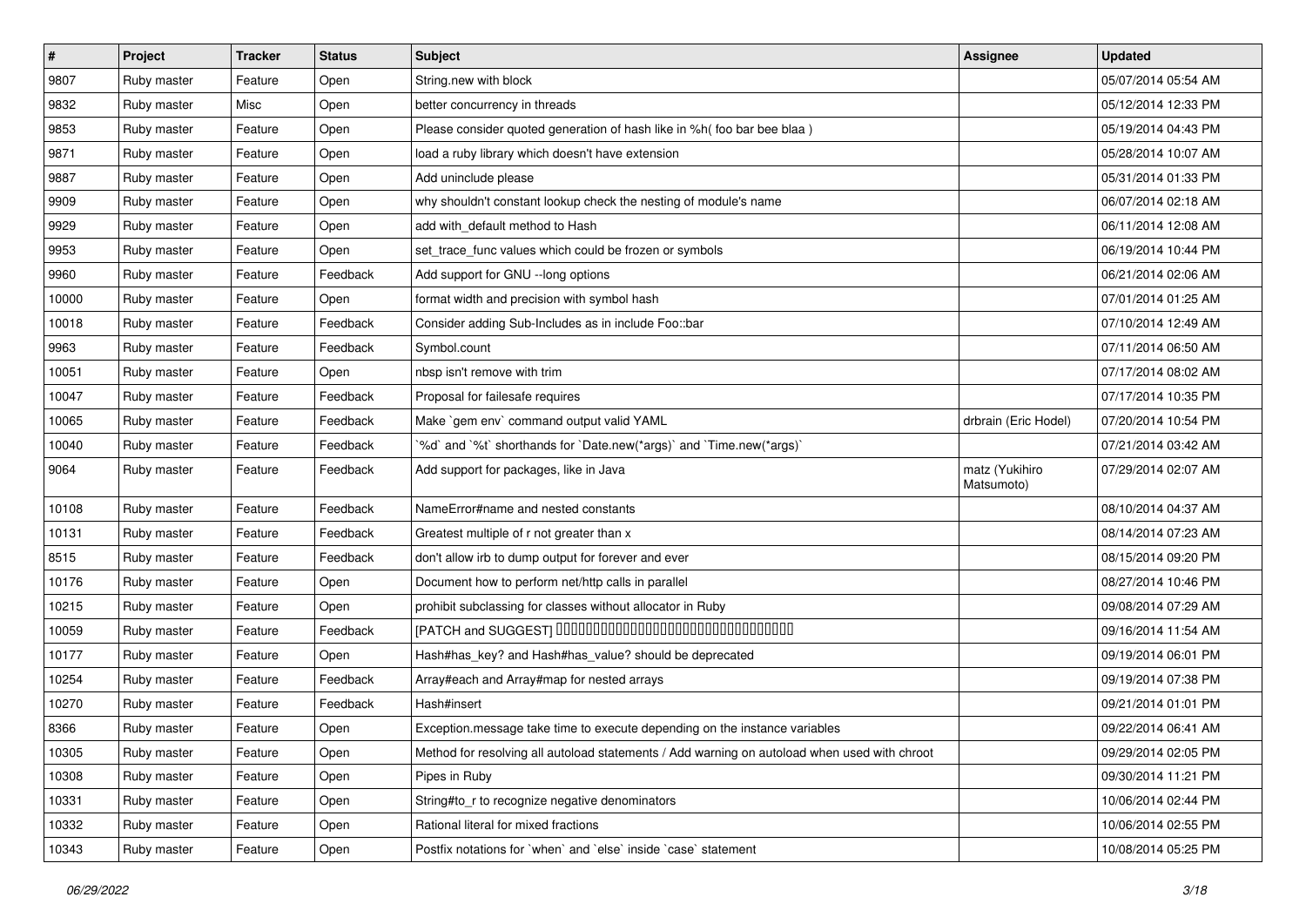| # | Project | Tracker | Status | Subject | Assignee | Updated |
|---|---|---|---|---|---|---|
| 9807 | Ruby master | Feature | Open | String.new with block | | 05/07/2014 05:54 AM |
| 9832 | Ruby master | Misc | Open | better concurrency in threads | | 05/12/2014 12:33 PM |
| 9853 | Ruby master | Feature | Open | Please consider quoted generation of hash like in %h( foo bar bee blaa ) | | 05/19/2014 04:43 PM |
| 9871 | Ruby master | Feature | Open | load a ruby library which doesn't have extension | | 05/28/2014 10:07 AM |
| 9887 | Ruby master | Feature | Open | Add uninclude please | | 05/31/2014 01:33 PM |
| 9909 | Ruby master | Feature | Open | why shouldn't constant lookup check the nesting of module's name | | 06/07/2014 02:18 AM |
| 9929 | Ruby master | Feature | Open | add with_default method to Hash | | 06/11/2014 12:08 AM |
| 9953 | Ruby master | Feature | Open | set_trace_func values which could be frozen or symbols | | 06/19/2014 10:44 PM |
| 9960 | Ruby master | Feature | Feedback | Add support for GNU --long options | | 06/21/2014 02:06 AM |
| 10000 | Ruby master | Feature | Open | format width and precision with symbol hash | | 07/01/2014 01:25 AM |
| 10018 | Ruby master | Feature | Feedback | Consider adding Sub-Includes as in include Foo::bar | | 07/10/2014 12:49 AM |
| 9963 | Ruby master | Feature | Feedback | Symbol.count | | 07/11/2014 06:50 AM |
| 10051 | Ruby master | Feature | Open | nbsp isn't remove with trim | | 07/17/2014 08:02 AM |
| 10047 | Ruby master | Feature | Feedback | Proposal for failesafe requires | | 07/17/2014 10:35 PM |
| 10065 | Ruby master | Feature | Feedback | Make `gem env` command output valid YAML | drbrain (Eric Hodel) | 07/20/2014 10:54 PM |
| 10040 | Ruby master | Feature | Feedback | `%d` and `%t` shorthands for `Date.new(*args)` and `Time.new(*args)` | | 07/21/2014 03:42 AM |
| 9064 | Ruby master | Feature | Feedback | Add support for packages, like in Java | matz (Yukihiro Matsumoto) | 07/29/2014 02:07 AM |
| 10108 | Ruby master | Feature | Feedback | NameError#name and nested constants | | 08/10/2014 04:37 AM |
| 10131 | Ruby master | Feature | Feedback | Greatest multiple of r not greater than x | | 08/14/2014 07:23 AM |
| 8515 | Ruby master | Feature | Feedback | don't allow irb to dump output for forever and ever | | 08/15/2014 09:20 PM |
| 10176 | Ruby master | Feature | Open | Document how to perform net/http calls in parallel | | 08/27/2014 10:46 PM |
| 10215 | Ruby master | Feature | Open | prohibit subclassing for classes without allocator in Ruby | | 09/08/2014 07:29 AM |
| 10059 | Ruby master | Feature | Feedback | [PATCH and SUGGEST] □□□□□□□□□□□□□□□□□□□□□□□□□□□□□□□□□□□ | | 09/16/2014 11:54 AM |
| 10177 | Ruby master | Feature | Open | Hash#has_key? and Hash#has_value? should be deprecated | | 09/19/2014 06:01 PM |
| 10254 | Ruby master | Feature | Feedback | Array#each and Array#map for nested arrays | | 09/19/2014 07:38 PM |
| 10270 | Ruby master | Feature | Feedback | Hash#insert | | 09/21/2014 01:01 PM |
| 8366 | Ruby master | Feature | Open | Exception.message take time to execute depending on the instance variables | | 09/22/2014 06:41 AM |
| 10305 | Ruby master | Feature | Open | Method for resolving all autoload statements / Add warning on autoload when used with chroot | | 09/29/2014 02:05 PM |
| 10308 | Ruby master | Feature | Open | Pipes in Ruby | | 09/30/2014 11:21 PM |
| 10331 | Ruby master | Feature | Open | String#to_r to recognize negative denominators | | 10/06/2014 02:44 PM |
| 10332 | Ruby master | Feature | Open | Rational literal for mixed fractions | | 10/06/2014 02:55 PM |
| 10343 | Ruby master | Feature | Open | Postfix notations for `when` and `else` inside `case` statement | | 10/08/2014 05:25 PM |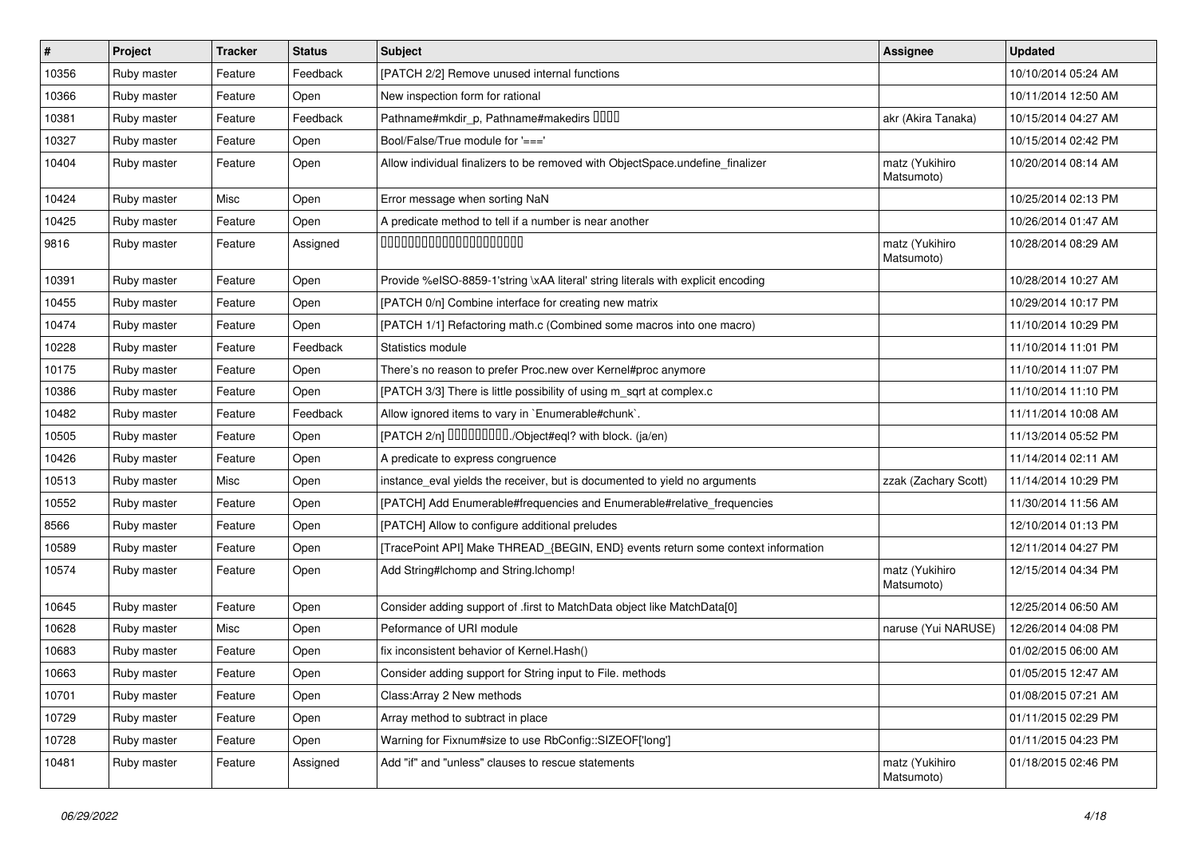| # | Project | Tracker | Status | Subject | Assignee | Updated |
|---|---|---|---|---|---|---|
| 10356 | Ruby master | Feature | Feedback | [PATCH 2/2] Remove unused internal functions | | 10/10/2014 05:24 AM |
| 10366 | Ruby master | Feature | Open | New inspection form for rational | | 10/11/2014 12:50 AM |
| 10381 | Ruby master | Feature | Feedback | Pathname#mkdir_p, Pathname#makedirs ���� | akr (Akira Tanaka) | 10/15/2014 04:27 AM |
| 10327 | Ruby master | Feature | Open | Bool/False/True module for '===' | | 10/15/2014 02:42 PM |
| 10404 | Ruby master | Feature | Open | Allow individual finalizers to be removed with ObjectSpace.undefine_finalizer | matz (Yukihiro Matsumoto) | 10/20/2014 08:14 AM |
| 10424 | Ruby master | Misc | Open | Error message when sorting NaN | | 10/25/2014 02:13 PM |
| 10425 | Ruby master | Feature | Open | A predicate method to tell if a number is near another | | 10/26/2014 01:47 AM |
| 9816 | Ruby master | Feature | Assigned | ���������������������� | matz (Yukihiro Matsumoto) | 10/28/2014 08:29 AM |
| 10391 | Ruby master | Feature | Open | Provide %eISO-8859-1'string \xAA literal' string literals with explicit encoding | | 10/28/2014 10:27 AM |
| 10455 | Ruby master | Feature | Open | [PATCH 0/n] Combine interface for creating new matrix | | 10/29/2014 10:17 PM |
| 10474 | Ruby master | Feature | Open | [PATCH 1/1] Refactoring math.c (Combined some macros into one macro) | | 11/10/2014 10:29 PM |
| 10228 | Ruby master | Feature | Feedback | Statistics module | | 11/10/2014 11:01 PM |
| 10175 | Ruby master | Feature | Open | There's no reason to prefer Proc.new over Kernel#proc anymore | | 11/10/2014 11:07 PM |
| 10386 | Ruby master | Feature | Open | [PATCH 3/3] There is little possibility of using m_sqrt at complex.c | | 11/10/2014 11:10 PM |
| 10482 | Ruby master | Feature | Feedback | Allow ignored items to vary in `Enumerable#chunk`. | | 11/11/2014 10:08 AM |
| 10505 | Ruby master | Feature | Open | [PATCH 2/n] ���������./Object#eql? with block. (ja/en) | | 11/13/2014 05:52 PM |
| 10426 | Ruby master | Feature | Open | A predicate to express congruence | | 11/14/2014 02:11 AM |
| 10513 | Ruby master | Misc | Open | instance_eval yields the receiver, but is documented to yield no arguments | zzak (Zachary Scott) | 11/14/2014 10:29 PM |
| 10552 | Ruby master | Feature | Open | [PATCH] Add Enumerable#frequencies and Enumerable#relative_frequencies | | 11/30/2014 11:56 AM |
| 8566 | Ruby master | Feature | Open | [PATCH] Allow to configure additional preludes | | 12/10/2014 01:13 PM |
| 10589 | Ruby master | Feature | Open | [TracePoint API] Make THREAD_{BEGIN, END} events return some context information | | 12/11/2014 04:27 PM |
| 10574 | Ruby master | Feature | Open | Add String#lchomp and String.lchomp! | matz (Yukihiro Matsumoto) | 12/15/2014 04:34 PM |
| 10645 | Ruby master | Feature | Open | Consider adding support of .first to MatchData object like MatchData[0] | | 12/25/2014 06:50 AM |
| 10628 | Ruby master | Misc | Open | Peformance of URI module | naruse (Yui NARUSE) | 12/26/2014 04:08 PM |
| 10683 | Ruby master | Feature | Open | fix inconsistent behavior of Kernel.Hash() | | 01/02/2015 06:00 AM |
| 10663 | Ruby master | Feature | Open | Consider adding support for String input to File. methods | | 01/05/2015 12:47 AM |
| 10701 | Ruby master | Feature | Open | Class:Array 2 New methods | | 01/08/2015 07:21 AM |
| 10729 | Ruby master | Feature | Open | Array method to subtract in place | | 01/11/2015 02:29 PM |
| 10728 | Ruby master | Feature | Open | Warning for Fixnum#size to use RbConfig::SIZEOF['long'] | | 01/11/2015 04:23 PM |
| 10481 | Ruby master | Feature | Assigned | Add "if" and "unless" clauses to rescue statements | matz (Yukihiro Matsumoto) | 01/18/2015 02:46 PM |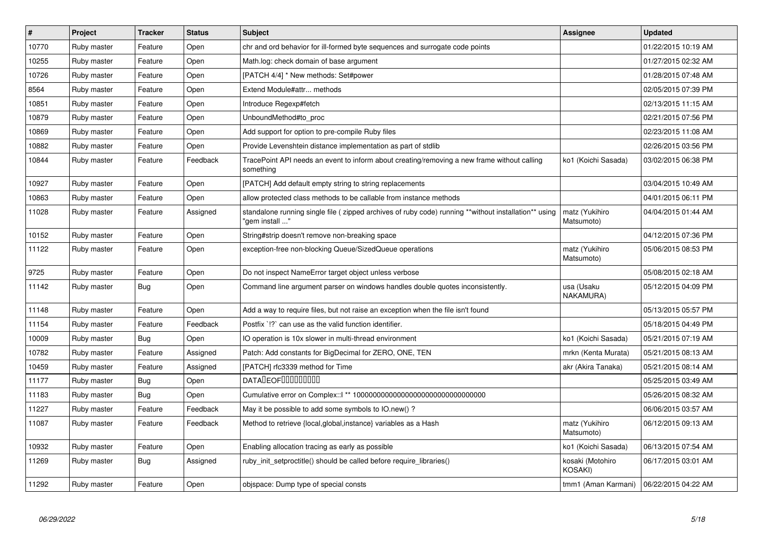| # | Project | Tracker | Status | Subject | Assignee | Updated |
| --- | --- | --- | --- | --- | --- | --- |
| 10770 | Ruby master | Feature | Open | chr and ord behavior for ill-formed byte sequences and surrogate code points | | 01/22/2015 10:19 AM |
| 10255 | Ruby master | Feature | Open | Math.log: check domain of base argument | | 01/27/2015 02:32 AM |
| 10726 | Ruby master | Feature | Open | [PATCH 4/4] * New methods: Set#power | | 01/28/2015 07:48 AM |
| 8564 | Ruby master | Feature | Open | Extend Module#attr... methods | | 02/05/2015 07:39 PM |
| 10851 | Ruby master | Feature | Open | Introduce Regexp#fetch | | 02/13/2015 11:15 AM |
| 10879 | Ruby master | Feature | Open | UnboundMethod#to_proc | | 02/21/2015 07:56 PM |
| 10869 | Ruby master | Feature | Open | Add support for option to pre-compile Ruby files | | 02/23/2015 11:08 AM |
| 10882 | Ruby master | Feature | Open | Provide Levenshtein distance implementation as part of stdlib | | 02/26/2015 03:56 PM |
| 10844 | Ruby master | Feature | Feedback | TracePoint API needs an event to inform about creating/removing a new frame without calling something | ko1 (Koichi Sasada) | 03/02/2015 06:38 PM |
| 10927 | Ruby master | Feature | Open | [PATCH] Add default empty string to string replacements | | 03/04/2015 10:49 AM |
| 10863 | Ruby master | Feature | Open | allow protected class methods to be callable from instance methods | | 04/01/2015 06:11 PM |
| 11028 | Ruby master | Feature | Assigned | standalone running single file ( zipped archives of ruby code) running **without installation** using "gem install ..." | matz (Yukihiro Matsumoto) | 04/04/2015 01:44 AM |
| 10152 | Ruby master | Feature | Open | String#strip doesn't remove non-breaking space | | 04/12/2015 07:36 PM |
| 11122 | Ruby master | Feature | Open | exception-free non-blocking Queue/SizedQueue operations | matz (Yukihiro Matsumoto) | 05/06/2015 08:53 PM |
| 9725 | Ruby master | Feature | Open | Do not inspect NameError target object unless verbose | | 05/08/2015 02:18 AM |
| 11142 | Ruby master | Bug | Open | Command line argument parser on windows handles double quotes inconsistently. | usa (Usaku NAKAMURA) | 05/12/2015 04:09 PM |
| 11148 | Ruby master | Feature | Open | Add a way to require files, but not raise an exception when the file isn't found | | 05/13/2015 05:57 PM |
| 11154 | Ruby master | Feature | Feedback | Postfix `!?` can use as the valid function identifier. | | 05/18/2015 04:49 PM |
| 10009 | Ruby master | Bug | Open | IO operation is 10x slower in multi-thread environment | ko1 (Koichi Sasada) | 05/21/2015 07:19 AM |
| 10782 | Ruby master | Feature | Assigned | Patch: Add constants for BigDecimal for ZERO, ONE, TEN | mrkn (Kenta Murata) | 05/21/2015 08:13 AM |
| 10459 | Ruby master | Feature | Assigned | [PATCH] rfc3339 method for Time | akr (Akira Tanaka) | 05/21/2015 08:14 AM |
| 11177 | Ruby master | Bug | Open | DATA�EOF���������� | | 05/25/2015 03:49 AM |
| 11183 | Ruby master | Bug | Open | Cumulative error on Complex::I ** 100000000000000000000000000000000 | | 05/26/2015 08:32 AM |
| 11227 | Ruby master | Feature | Feedback | May it be possible to add some symbols to IO.new() ? | | 06/06/2015 03:57 AM |
| 11087 | Ruby master | Feature | Feedback | Method to retrieve {local,global,instance} variables as a Hash | matz (Yukihiro Matsumoto) | 06/12/2015 09:13 AM |
| 10932 | Ruby master | Feature | Open | Enabling allocation tracing as early as possible | ko1 (Koichi Sasada) | 06/13/2015 07:54 AM |
| 11269 | Ruby master | Bug | Assigned | ruby_init_setproctitle() should be called before require_libraries() | kosaki (Motohiro KOSAKI) | 06/17/2015 03:01 AM |
| 11292 | Ruby master | Feature | Open | objspace: Dump type of special consts | tmm1 (Aman Karmani) | 06/22/2015 04:22 AM |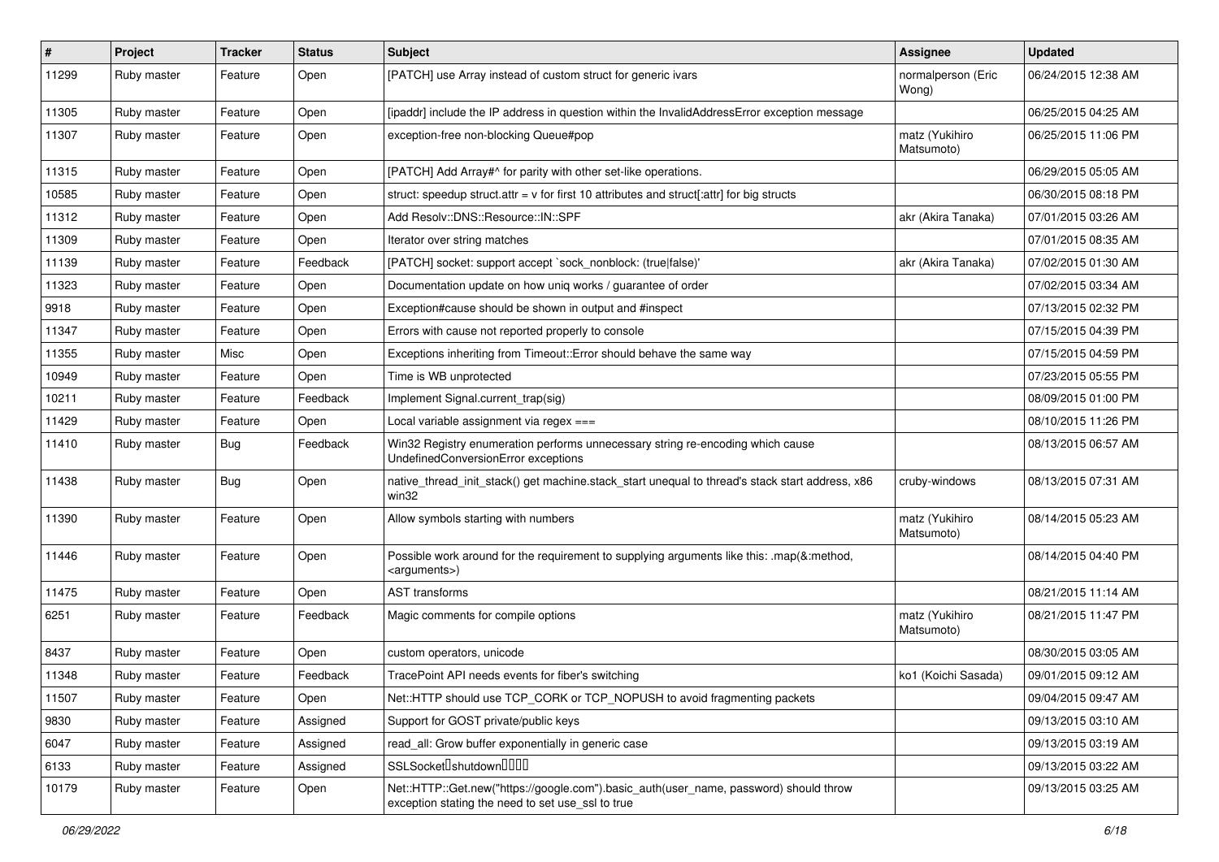| # | Project | Tracker | Status | Subject | Assignee | Updated |
|---|---|---|---|---|---|---|
| 11299 | Ruby master | Feature | Open | [PATCH] use Array instead of custom struct for generic ivars | normalperson (Eric Wong) | 06/24/2015 12:38 AM |
| 11305 | Ruby master | Feature | Open | [ipaddr] include the IP address in question within the InvalidAddressError exception message | | 06/25/2015 04:25 AM |
| 11307 | Ruby master | Feature | Open | exception-free non-blocking Queue#pop | matz (Yukihiro Matsumoto) | 06/25/2015 11:06 PM |
| 11315 | Ruby master | Feature | Open | [PATCH] Add Array#^ for parity with other set-like operations. | | 06/29/2015 05:05 AM |
| 10585 | Ruby master | Feature | Open | struct: speedup struct.attr = v for first 10 attributes and struct[:attr] for big structs | | 06/30/2015 08:18 PM |
| 11312 | Ruby master | Feature | Open | Add Resolv::DNS::Resource::IN::SPF | akr (Akira Tanaka) | 07/01/2015 03:26 AM |
| 11309 | Ruby master | Feature | Open | Iterator over string matches | | 07/01/2015 08:35 AM |
| 11139 | Ruby master | Feature | Feedback | [PATCH] socket: support accept `sock_nonblock: (true\|false)' | akr (Akira Tanaka) | 07/02/2015 01:30 AM |
| 11323 | Ruby master | Feature | Open | Documentation update on how uniq works / guarantee of order | | 07/02/2015 03:34 AM |
| 9918 | Ruby master | Feature | Open | Exception#cause should be shown in output and #inspect | | 07/13/2015 02:32 PM |
| 11347 | Ruby master | Feature | Open | Errors with cause not reported properly to console | | 07/15/2015 04:39 PM |
| 11355 | Ruby master | Misc | Open | Exceptions inheriting from Timeout::Error should behave the same way | | 07/15/2015 04:59 PM |
| 10949 | Ruby master | Feature | Open | Time is WB unprotected | | 07/23/2015 05:55 PM |
| 10211 | Ruby master | Feature | Feedback | Implement Signal.current_trap(sig) | | 08/09/2015 01:00 PM |
| 11429 | Ruby master | Feature | Open | Local variable assignment via regex === | | 08/10/2015 11:26 PM |
| 11410 | Ruby master | Bug | Feedback | Win32 Registry enumeration performs unnecessary string re-encoding which cause UndefinedConversionError exceptions | | 08/13/2015 06:57 AM |
| 11438 | Ruby master | Bug | Open | native_thread_init_stack() get machine.stack_start unequal to thread's stack start address, x86 win32 | cruby-windows | 08/13/2015 07:31 AM |
| 11390 | Ruby master | Feature | Open | Allow symbols starting with numbers | matz (Yukihiro Matsumoto) | 08/14/2015 05:23 AM |
| 11446 | Ruby master | Feature | Open | Possible work around for the requirement to supplying arguments like this: .map(&:method, <arguments>) | | 08/14/2015 04:40 PM |
| 11475 | Ruby master | Feature | Open | AST transforms | | 08/21/2015 11:14 AM |
| 6251 | Ruby master | Feature | Feedback | Magic comments for compile options | matz (Yukihiro Matsumoto) | 08/21/2015 11:47 PM |
| 8437 | Ruby master | Feature | Open | custom operators, unicode | | 08/30/2015 03:05 AM |
| 11348 | Ruby master | Feature | Feedback | TracePoint API needs events for fiber's switching | ko1 (Koichi Sasada) | 09/01/2015 09:12 AM |
| 11507 | Ruby master | Feature | Open | Net::HTTP should use TCP_CORK or TCP_NOPUSH to avoid fragmenting packets | | 09/04/2015 09:47 AM |
| 9830 | Ruby master | Feature | Assigned | Support for GOST private/public keys | | 09/13/2015 03:10 AM |
| 6047 | Ruby master | Feature | Assigned | read_all: Grow buffer exponentially in generic case | | 09/13/2015 03:19 AM |
| 6133 | Ruby master | Feature | Assigned | SSLSocket�shutdown���� | | 09/13/2015 03:22 AM |
| 10179 | Ruby master | Feature | Open | Net::HTTP::Get.new("https://google.com").basic_auth(user_name, password) should throw exception stating the need to set use_ssl to true | | 09/13/2015 03:25 AM |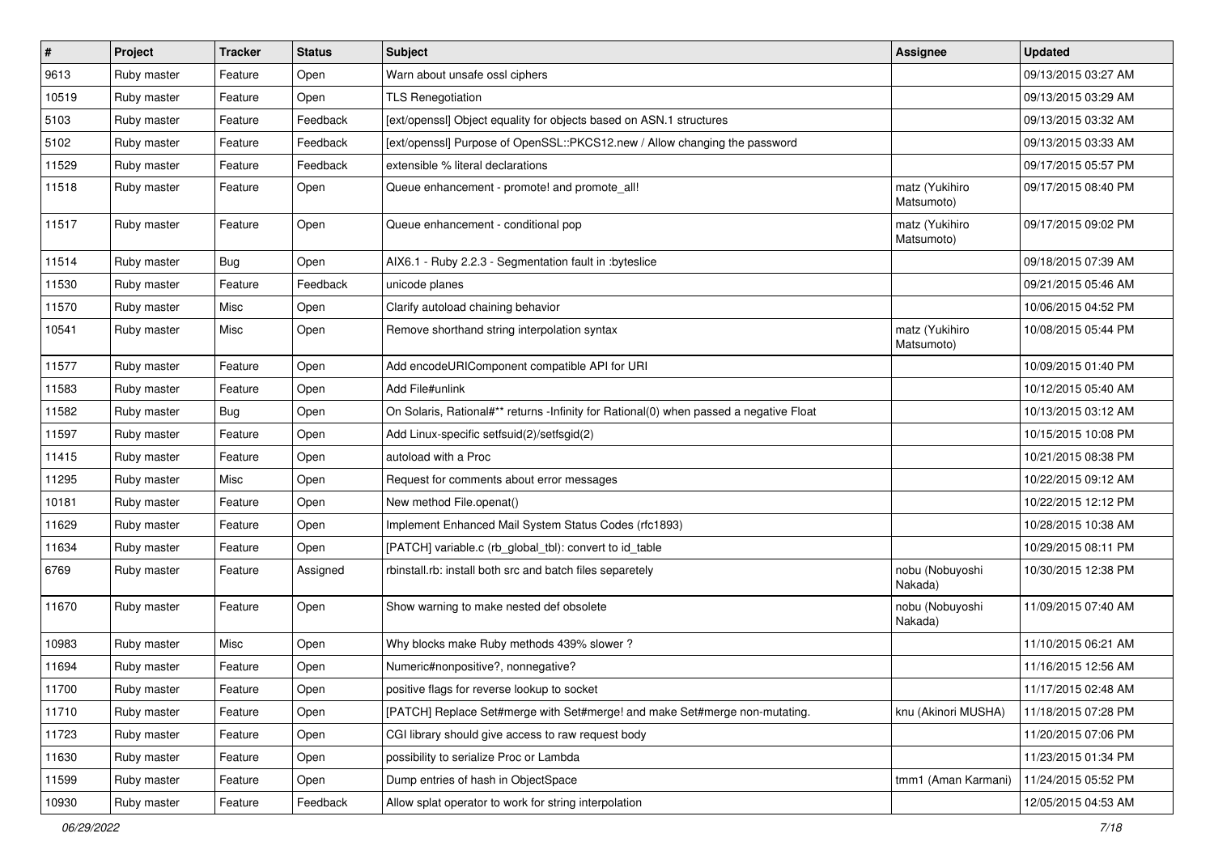| # | Project | Tracker | Status | Subject | Assignee | Updated |
|---|---|---|---|---|---|---|
| 9613 | Ruby master | Feature | Open | Warn about unsafe ossl ciphers | | 09/13/2015 03:27 AM |
| 10519 | Ruby master | Feature | Open | TLS Renegotiation | | 09/13/2015 03:29 AM |
| 5103 | Ruby master | Feature | Feedback | [ext/openssl] Object equality for objects based on ASN.1 structures | | 09/13/2015 03:32 AM |
| 5102 | Ruby master | Feature | Feedback | [ext/openssl] Purpose of OpenSSL::PKCS12.new / Allow changing the password | | 09/13/2015 03:33 AM |
| 11529 | Ruby master | Feature | Feedback | extensible % literal declarations | | 09/17/2015 05:57 PM |
| 11518 | Ruby master | Feature | Open | Queue enhancement - promote! and promote_all! | matz (Yukihiro Matsumoto) | 09/17/2015 08:40 PM |
| 11517 | Ruby master | Feature | Open | Queue enhancement - conditional pop | matz (Yukihiro Matsumoto) | 09/17/2015 09:02 PM |
| 11514 | Ruby master | Bug | Open | AIX6.1 - Ruby 2.2.3 - Segmentation fault in :byteslice | | 09/18/2015 07:39 AM |
| 11530 | Ruby master | Feature | Feedback | unicode planes | | 09/21/2015 05:46 AM |
| 11570 | Ruby master | Misc | Open | Clarify autoload chaining behavior | | 10/06/2015 04:52 PM |
| 10541 | Ruby master | Misc | Open | Remove shorthand string interpolation syntax | matz (Yukihiro Matsumoto) | 10/08/2015 05:44 PM |
| 11577 | Ruby master | Feature | Open | Add encodeURIComponent compatible API for URI | | 10/09/2015 01:40 PM |
| 11583 | Ruby master | Feature | Open | Add File#unlink | | 10/12/2015 05:40 AM |
| 11582 | Ruby master | Bug | Open | On Solaris, Rational#** returns -Infinity for Rational(0) when passed a negative Float | | 10/13/2015 03:12 AM |
| 11597 | Ruby master | Feature | Open | Add Linux-specific setfsuid(2)/setfsgid(2) | | 10/15/2015 10:08 PM |
| 11415 | Ruby master | Feature | Open | autoload with a Proc | | 10/21/2015 08:38 PM |
| 11295 | Ruby master | Misc | Open | Request for comments about error messages | | 10/22/2015 09:12 AM |
| 10181 | Ruby master | Feature | Open | New method File.openat() | | 10/22/2015 12:12 PM |
| 11629 | Ruby master | Feature | Open | Implement Enhanced Mail System Status Codes (rfc1893) | | 10/28/2015 10:38 AM |
| 11634 | Ruby master | Feature | Open | [PATCH] variable.c (rb_global_tbl): convert to id_table | | 10/29/2015 08:11 PM |
| 6769 | Ruby master | Feature | Assigned | rbinstall.rb: install both src and batch files separetely | nobu (Nobuyoshi Nakada) | 10/30/2015 12:38 PM |
| 11670 | Ruby master | Feature | Open | Show warning to make nested def obsolete | nobu (Nobuyoshi Nakada) | 11/09/2015 07:40 AM |
| 10983 | Ruby master | Misc | Open | Why blocks make Ruby methods 439% slower ? | | 11/10/2015 06:21 AM |
| 11694 | Ruby master | Feature | Open | Numeric#nonpositive?, nonnegative? | | 11/16/2015 12:56 AM |
| 11700 | Ruby master | Feature | Open | positive flags for reverse lookup to socket | | 11/17/2015 02:48 AM |
| 11710 | Ruby master | Feature | Open | [PATCH] Replace Set#merge with Set#merge! and make Set#merge non-mutating. | knu (Akinori MUSHA) | 11/18/2015 07:28 PM |
| 11723 | Ruby master | Feature | Open | CGI library should give access to raw request body | | 11/20/2015 07:06 PM |
| 11630 | Ruby master | Feature | Open | possibility to serialize Proc or Lambda | | 11/23/2015 01:34 PM |
| 11599 | Ruby master | Feature | Open | Dump entries of hash in ObjectSpace | tmm1 (Aman Karmani) | 11/24/2015 05:52 PM |
| 10930 | Ruby master | Feature | Feedback | Allow splat operator to work for string interpolation | | 12/05/2015 04:53 AM |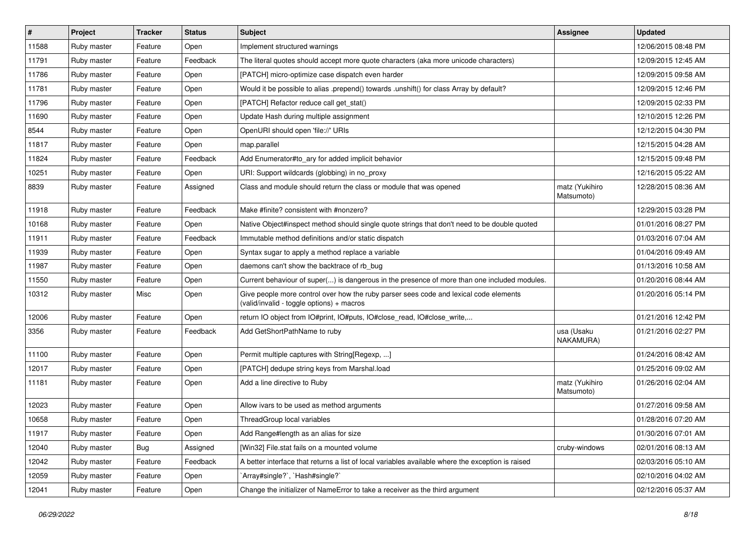| # | Project | Tracker | Status | Subject | Assignee | Updated |
|---|---|---|---|---|---|---|
| 11588 | Ruby master | Feature | Open | Implement structured warnings | | 12/06/2015 08:48 PM |
| 11791 | Ruby master | Feature | Feedback | The literal quotes should accept more quote characters (aka more unicode characters) | | 12/09/2015 12:45 AM |
| 11786 | Ruby master | Feature | Open | [PATCH] micro-optimize case dispatch even harder | | 12/09/2015 09:58 AM |
| 11781 | Ruby master | Feature | Open | Would it be possible to alias .prepend() towards .unshift() for class Array by default? | | 12/09/2015 12:46 PM |
| 11796 | Ruby master | Feature | Open | [PATCH] Refactor reduce call get_stat() | | 12/09/2015 02:33 PM |
| 11690 | Ruby master | Feature | Open | Update Hash during multiple assignment | | 12/10/2015 12:26 PM |
| 8544 | Ruby master | Feature | Open | OpenURI should open 'file://' URIs | | 12/12/2015 04:30 PM |
| 11817 | Ruby master | Feature | Open | map.parallel | | 12/15/2015 04:28 AM |
| 11824 | Ruby master | Feature | Feedback | Add Enumerator#to_ary for added implicit behavior | | 12/15/2015 09:48 PM |
| 10251 | Ruby master | Feature | Open | URI: Support wildcards (globbing) in no_proxy | | 12/16/2015 05:22 AM |
| 8839 | Ruby master | Feature | Assigned | Class and module should return the class or module that was opened | matz (Yukihiro Matsumoto) | 12/28/2015 08:36 AM |
| 11918 | Ruby master | Feature | Feedback | Make #finite? consistent with #nonzero? | | 12/29/2015 03:28 PM |
| 10168 | Ruby master | Feature | Open | Native Object#inspect method should single quote strings that don't need to be double quoted | | 01/01/2016 08:27 PM |
| 11911 | Ruby master | Feature | Feedback | Immutable method definitions and/or static dispatch | | 01/03/2016 07:04 AM |
| 11939 | Ruby master | Feature | Open | Syntax sugar to apply a method replace a variable | | 01/04/2016 09:49 AM |
| 11987 | Ruby master | Feature | Open | daemons can't show the backtrace of rb_bug | | 01/13/2016 10:58 AM |
| 11550 | Ruby master | Feature | Open | Current behaviour of super(...) is dangerous in the presence of more than one included modules. | | 01/20/2016 08:44 AM |
| 10312 | Ruby master | Misc | Open | Give people more control over how the ruby parser sees code and lexical code elements (valid/invalid - toggle options) + macros | | 01/20/2016 05:14 PM |
| 12006 | Ruby master | Feature | Open | return IO object from IO#print, IO#puts, IO#close_read, IO#close_write,... | | 01/21/2016 12:42 PM |
| 3356 | Ruby master | Feature | Feedback | Add GetShortPathName to ruby | usa (Usaku NAKAMURA) | 01/21/2016 02:27 PM |
| 11100 | Ruby master | Feature | Open | Permit multiple captures with String[Regexp, ...] | | 01/24/2016 08:42 AM |
| 12017 | Ruby master | Feature | Open | [PATCH] dedupe string keys from Marshal.load | | 01/25/2016 09:02 AM |
| 11181 | Ruby master | Feature | Open | Add a line directive to Ruby | matz (Yukihiro Matsumoto) | 01/26/2016 02:04 AM |
| 12023 | Ruby master | Feature | Open | Allow ivars to be used as method arguments | | 01/27/2016 09:58 AM |
| 10658 | Ruby master | Feature | Open | ThreadGroup local variables | | 01/28/2016 07:20 AM |
| 11917 | Ruby master | Feature | Open | Add Range#length as an alias for size | | 01/30/2016 07:01 AM |
| 12040 | Ruby master | Bug | Assigned | [Win32] File.stat fails on a mounted volume | cruby-windows | 02/01/2016 08:13 AM |
| 12042 | Ruby master | Feature | Feedback | A better interface that returns a list of local variables available where the exception is raised | | 02/03/2016 05:10 AM |
| 12059 | Ruby master | Feature | Open | `Array#single?`, `Hash#single?` | | 02/10/2016 04:02 AM |
| 12041 | Ruby master | Feature | Open | Change the initializer of NameError to take a receiver as the third argument | | 02/12/2016 05:37 AM |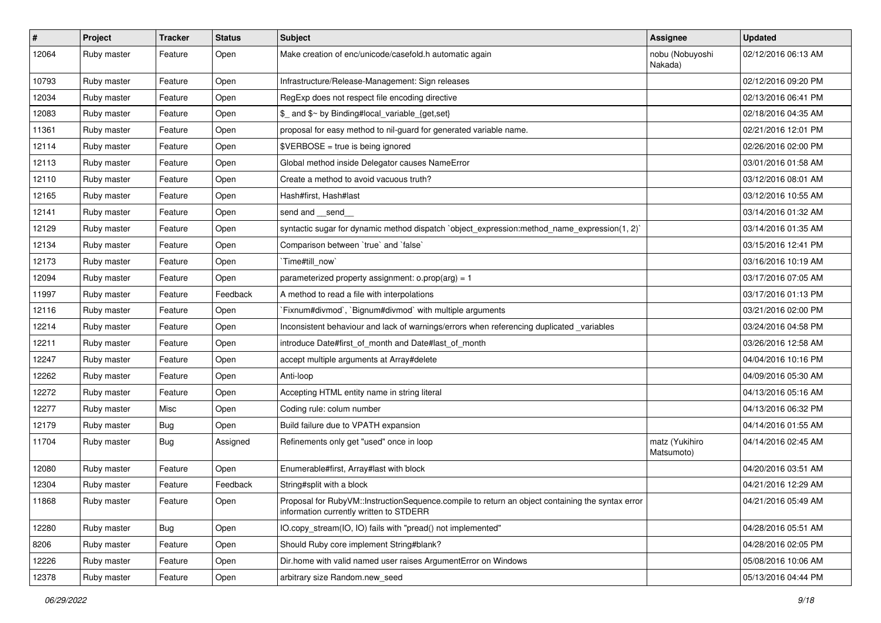| # | Project | Tracker | Status | Subject | Assignee | Updated |
|---|---|---|---|---|---|---|
| 12064 | Ruby master | Feature | Open | Make creation of enc/unicode/casefold.h automatic again | nobu (Nobuyoshi Nakada) | 02/12/2016 06:13 AM |
| 10793 | Ruby master | Feature | Open | Infrastructure/Release-Management: Sign releases | | 02/12/2016 09:20 PM |
| 12034 | Ruby master | Feature | Open | RegExp does not respect file encoding directive | | 02/13/2016 06:41 PM |
| 12083 | Ruby master | Feature | Open | $_ and $~ by Binding#local_variable_{get,set} | | 02/18/2016 04:35 AM |
| 11361 | Ruby master | Feature | Open | proposal for easy method to nil-guard for generated variable name. | | 02/21/2016 12:01 PM |
| 12114 | Ruby master | Feature | Open | $VERBOSE = true is being ignored | | 02/26/2016 02:00 PM |
| 12113 | Ruby master | Feature | Open | Global method inside Delegator causes NameError | | 03/01/2016 01:58 AM |
| 12110 | Ruby master | Feature | Open | Create a method to avoid vacuous truth? | | 03/12/2016 08:01 AM |
| 12165 | Ruby master | Feature | Open | Hash#first, Hash#last | | 03/12/2016 10:55 AM |
| 12141 | Ruby master | Feature | Open | send and __send__ | | 03/14/2016 01:32 AM |
| 12129 | Ruby master | Feature | Open | syntactic sugar for dynamic method dispatch `object_expression:method_name_expression(1, 2)` | | 03/14/2016 01:35 AM |
| 12134 | Ruby master | Feature | Open | Comparison between `true` and `false` | | 03/15/2016 12:41 PM |
| 12173 | Ruby master | Feature | Open | `Time#till_now` | | 03/16/2016 10:19 AM |
| 12094 | Ruby master | Feature | Open | parameterized property assignment: o.prop(arg) = 1 | | 03/17/2016 07:05 AM |
| 11997 | Ruby master | Feature | Feedback | A method to read a file with interpolations | | 03/17/2016 01:13 PM |
| 12116 | Ruby master | Feature | Open | `Fixnum#divmod`, `Bignum#divmod` with multiple arguments | | 03/21/2016 02:00 PM |
| 12214 | Ruby master | Feature | Open | Inconsistent behaviour and lack of warnings/errors when referencing duplicated _variables | | 03/24/2016 04:58 PM |
| 12211 | Ruby master | Feature | Open | introduce Date#first_of_month and Date#last_of_month | | 03/26/2016 12:58 AM |
| 12247 | Ruby master | Feature | Open | accept multiple arguments at Array#delete | | 04/04/2016 10:16 PM |
| 12262 | Ruby master | Feature | Open | Anti-loop | | 04/09/2016 05:30 AM |
| 12272 | Ruby master | Feature | Open | Accepting HTML entity name in string literal | | 04/13/2016 05:16 AM |
| 12277 | Ruby master | Misc | Open | Coding rule: colum number | | 04/13/2016 06:32 PM |
| 12179 | Ruby master | Bug | Open | Build failure due to VPATH expansion | | 04/14/2016 01:55 AM |
| 11704 | Ruby master | Bug | Assigned | Refinements only get "used" once in loop | matz (Yukihiro Matsumoto) | 04/14/2016 02:45 AM |
| 12080 | Ruby master | Feature | Open | Enumerable#first, Array#last with block | | 04/20/2016 03:51 AM |
| 12304 | Ruby master | Feature | Feedback | String#split with a block | | 04/21/2016 12:29 AM |
| 11868 | Ruby master | Feature | Open | Proposal for RubyVM::InstructionSequence.compile to return an object containing the syntax error information currently written to STDERR | | 04/21/2016 05:49 AM |
| 12280 | Ruby master | Bug | Open | IO.copy_stream(IO, IO) fails with "pread() not implemented" | | 04/28/2016 05:51 AM |
| 8206 | Ruby master | Feature | Open | Should Ruby core implement String#blank? | | 04/28/2016 02:05 PM |
| 12226 | Ruby master | Feature | Open | Dir.home with valid named user raises ArgumentError on Windows | | 05/08/2016 10:06 AM |
| 12378 | Ruby master | Feature | Open | arbitrary size Random.new_seed | | 05/13/2016 04:44 PM |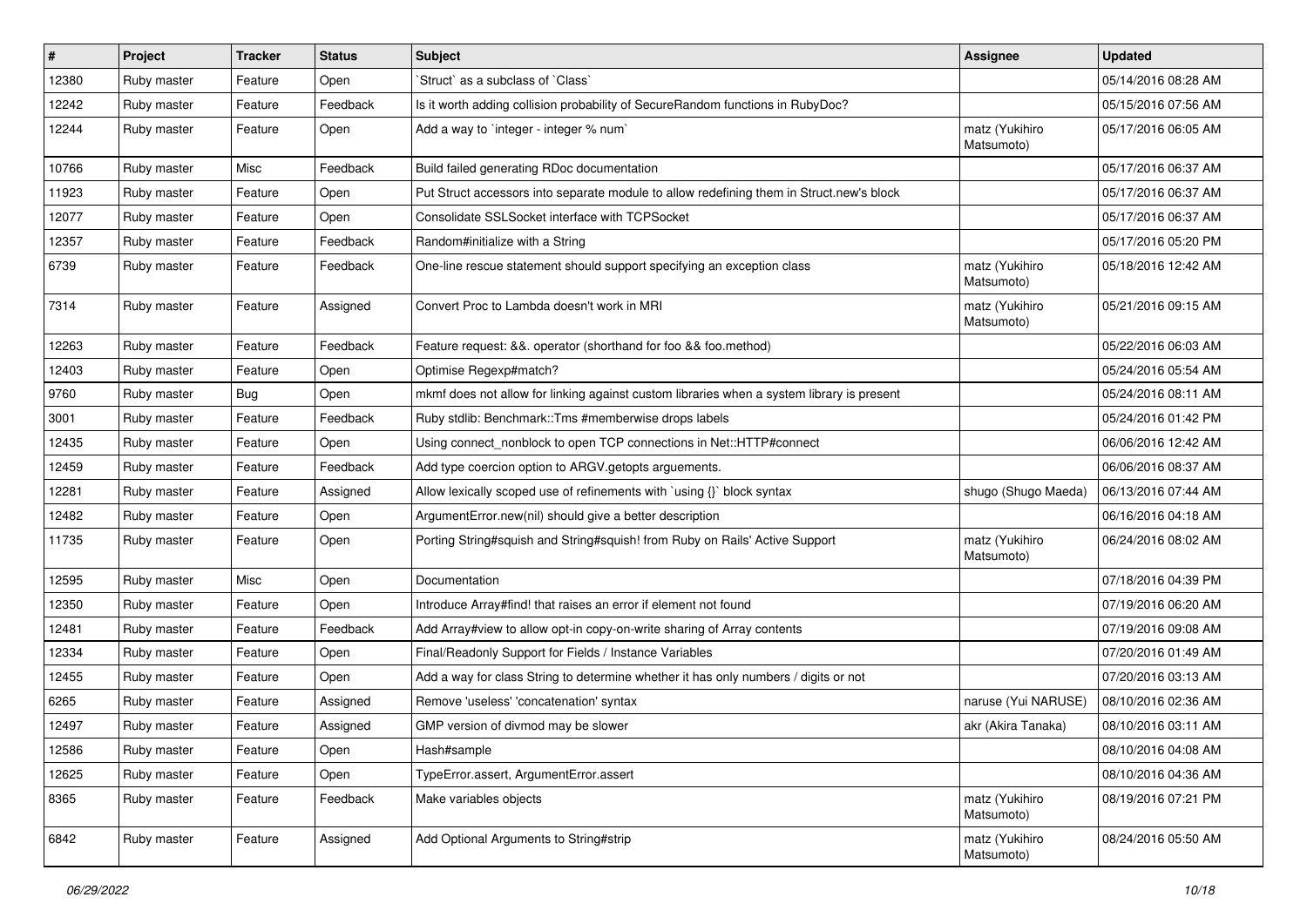| # | Project | Tracker | Status | Subject | Assignee | Updated |
|---|---|---|---|---|---|---|
| 12380 | Ruby master | Feature | Open | `Struct` as a subclass of `Class` | | 05/14/2016 08:28 AM |
| 12242 | Ruby master | Feature | Feedback | Is it worth adding collision probability of SecureRandom functions in RubyDoc? | | 05/15/2016 07:56 AM |
| 12244 | Ruby master | Feature | Open | Add a way to `integer - integer % num` | matz (Yukihiro Matsumoto) | 05/17/2016 06:05 AM |
| 10766 | Ruby master | Misc | Feedback | Build failed generating RDoc documentation | | 05/17/2016 06:37 AM |
| 11923 | Ruby master | Feature | Open | Put Struct accessors into separate module to allow redefining them in Struct.new's block | | 05/17/2016 06:37 AM |
| 12077 | Ruby master | Feature | Open | Consolidate SSLSocket interface with TCPSocket | | 05/17/2016 06:37 AM |
| 12357 | Ruby master | Feature | Feedback | Random#initialize with a String | | 05/17/2016 05:20 PM |
| 6739 | Ruby master | Feature | Feedback | One-line rescue statement should support specifying an exception class | matz (Yukihiro Matsumoto) | 05/18/2016 12:42 AM |
| 7314 | Ruby master | Feature | Assigned | Convert Proc to Lambda doesn't work in MRI | matz (Yukihiro Matsumoto) | 05/21/2016 09:15 AM |
| 12263 | Ruby master | Feature | Feedback | Feature request: &&. operator (shorthand for foo && foo.method) | | 05/22/2016 06:03 AM |
| 12403 | Ruby master | Feature | Open | Optimise Regexp#match? | | 05/24/2016 05:54 AM |
| 9760 | Ruby master | Bug | Open | mkmf does not allow for linking against custom libraries when a system library is present | | 05/24/2016 08:11 AM |
| 3001 | Ruby master | Feature | Feedback | Ruby stdlib: Benchmark::Tms #memberwise drops labels | | 05/24/2016 01:42 PM |
| 12435 | Ruby master | Feature | Open | Using connect_nonblock to open TCP connections in Net::HTTP#connect | | 06/06/2016 12:42 AM |
| 12459 | Ruby master | Feature | Feedback | Add type coercion option to ARGV.getopts arguements. | | 06/06/2016 08:37 AM |
| 12281 | Ruby master | Feature | Assigned | Allow lexically scoped use of refinements with `using {}` block syntax | shugo (Shugo Maeda) | 06/13/2016 07:44 AM |
| 12482 | Ruby master | Feature | Open | ArgumentError.new(nil) should give a better description | | 06/16/2016 04:18 AM |
| 11735 | Ruby master | Feature | Open | Porting String#squish and String#squish! from Ruby on Rails' Active Support | matz (Yukihiro Matsumoto) | 06/24/2016 08:02 AM |
| 12595 | Ruby master | Misc | Open | Documentation | | 07/18/2016 04:39 PM |
| 12350 | Ruby master | Feature | Open | Introduce Array#find! that raises an error if element not found | | 07/19/2016 06:20 AM |
| 12481 | Ruby master | Feature | Feedback | Add Array#view to allow opt-in copy-on-write sharing of Array contents | | 07/19/2016 09:08 AM |
| 12334 | Ruby master | Feature | Open | Final/Readonly Support for Fields / Instance Variables | | 07/20/2016 01:49 AM |
| 12455 | Ruby master | Feature | Open | Add a way for class String to determine whether it has only numbers / digits or not | | 07/20/2016 03:13 AM |
| 6265 | Ruby master | Feature | Assigned | Remove 'useless' 'concatenation' syntax | naruse (Yui NARUSE) | 08/10/2016 02:36 AM |
| 12497 | Ruby master | Feature | Assigned | GMP version of divmod may be slower | akr (Akira Tanaka) | 08/10/2016 03:11 AM |
| 12586 | Ruby master | Feature | Open | Hash#sample | | 08/10/2016 04:08 AM |
| 12625 | Ruby master | Feature | Open | TypeError.assert, ArgumentError.assert | | 08/10/2016 04:36 AM |
| 8365 | Ruby master | Feature | Feedback | Make variables objects | matz (Yukihiro Matsumoto) | 08/19/2016 07:21 PM |
| 6842 | Ruby master | Feature | Assigned | Add Optional Arguments to String#strip | matz (Yukihiro Matsumoto) | 08/24/2016 05:50 AM |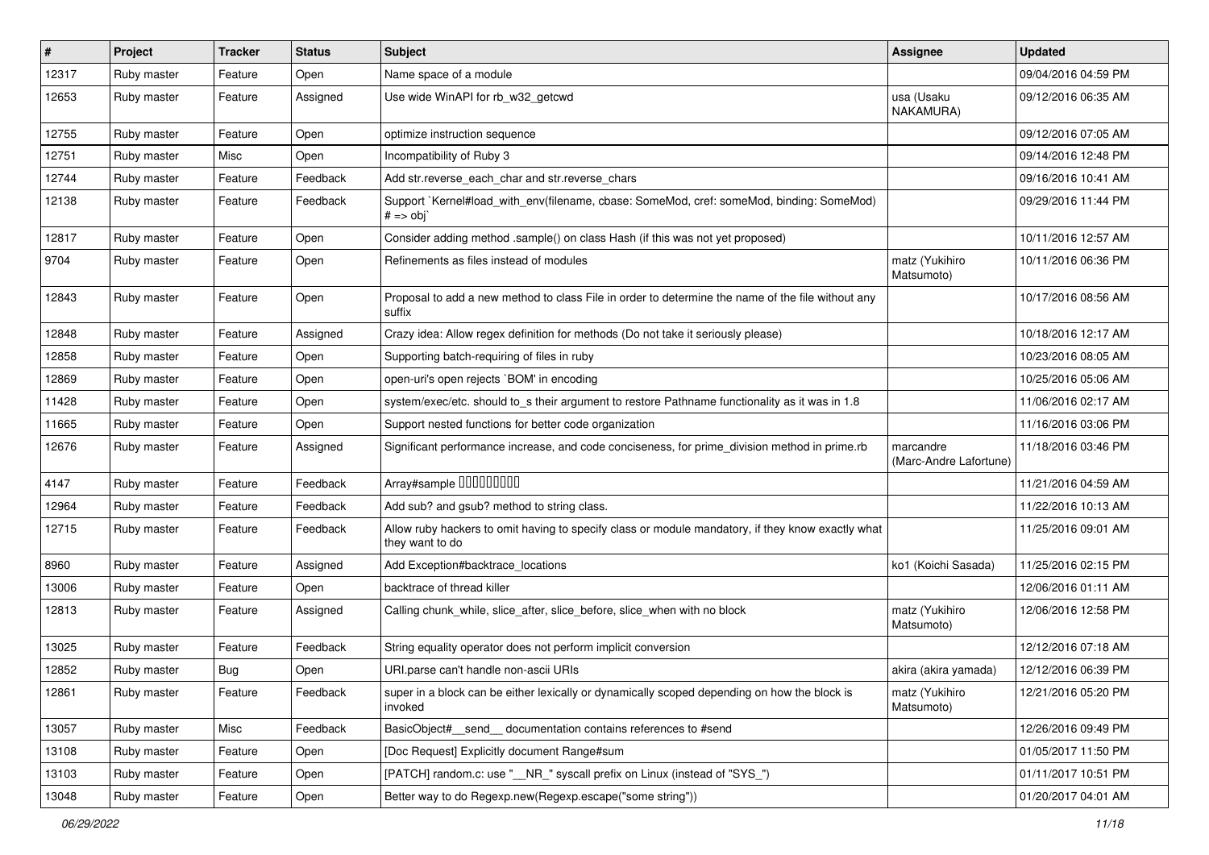| # | Project | Tracker | Status | Subject | Assignee | Updated |
|---|---|---|---|---|---|---|
| 12317 | Ruby master | Feature | Open | Name space of a module | | 09/04/2016 04:59 PM |
| 12653 | Ruby master | Feature | Assigned | Use wide WinAPI for rb_w32_getcwd | usa (Usaku NAKAMURA) | 09/12/2016 06:35 AM |
| 12755 | Ruby master | Feature | Open | optimize instruction sequence | | 09/12/2016 07:05 AM |
| 12751 | Ruby master | Misc | Open | Incompatibility of Ruby 3 | | 09/14/2016 12:48 PM |
| 12744 | Ruby master | Feature | Feedback | Add str.reverse_each_char and str.reverse_chars | | 09/16/2016 10:41 AM |
| 12138 | Ruby master | Feature | Feedback | Support `Kernel#load_with_env(filename, cbase: SomeMod, cref: someMod, binding: SomeMod) # => obj` | | 09/29/2016 11:44 PM |
| 12817 | Ruby master | Feature | Open | Consider adding method .sample() on class Hash (if this was not yet proposed) | | 10/11/2016 12:57 AM |
| 9704 | Ruby master | Feature | Open | Refinements as files instead of modules | matz (Yukihiro Matsumoto) | 10/11/2016 06:36 PM |
| 12843 | Ruby master | Feature | Open | Proposal to add a new method to class File in order to determine the name of the file without any suffix | | 10/17/2016 08:56 AM |
| 12848 | Ruby master | Feature | Assigned | Crazy idea: Allow regex definition for methods (Do not take it seriously please) | | 10/18/2016 12:17 AM |
| 12858 | Ruby master | Feature | Open | Supporting batch-requiring of files in ruby | | 10/23/2016 08:05 AM |
| 12869 | Ruby master | Feature | Open | open-uri's open rejects `BOM' in encoding | | 10/25/2016 05:06 AM |
| 11428 | Ruby master | Feature | Open | system/exec/etc. should to_s their argument to restore Pathname functionality as it was in 1.8 | | 11/06/2016 02:17 AM |
| 11665 | Ruby master | Feature | Open | Support nested functions for better code organization | | 11/16/2016 03:06 PM |
| 12676 | Ruby master | Feature | Assigned | Significant performance increase, and code conciseness, for prime_division method in prime.rb | marcandre (Marc-Andre Lafortune) | 11/18/2016 03:46 PM |
| 4147 | Ruby master | Feature | Feedback | Array#sample □□□□□□□□□ | | 11/21/2016 04:59 AM |
| 12964 | Ruby master | Feature | Feedback | Add sub? and gsub? method to string class. | | 11/22/2016 10:13 AM |
| 12715 | Ruby master | Feature | Feedback | Allow ruby hackers to omit having to specify class or module mandatory, if they know exactly what they want to do | | 11/25/2016 09:01 AM |
| 8960 | Ruby master | Feature | Assigned | Add Exception#backtrace_locations | ko1 (Koichi Sasada) | 11/25/2016 02:15 PM |
| 13006 | Ruby master | Feature | Open | backtrace of thread killer | | 12/06/2016 01:11 AM |
| 12813 | Ruby master | Feature | Assigned | Calling chunk_while, slice_after, slice_before, slice_when with no block | matz (Yukihiro Matsumoto) | 12/06/2016 12:58 PM |
| 13025 | Ruby master | Feature | Feedback | String equality operator does not perform implicit conversion | | 12/12/2016 07:18 AM |
| 12852 | Ruby master | Bug | Open | URI.parse can't handle non-ascii URIs | akira (akira yamada) | 12/12/2016 06:39 PM |
| 12861 | Ruby master | Feature | Feedback | super in a block can be either lexically or dynamically scoped depending on how the block is invoked | matz (Yukihiro Matsumoto) | 12/21/2016 05:20 PM |
| 13057 | Ruby master | Misc | Feedback | BasicObject#__send__ documentation contains references to #send | | 12/26/2016 09:49 PM |
| 13108 | Ruby master | Feature | Open | [Doc Request] Explicitly document Range#sum | | 01/05/2017 11:50 PM |
| 13103 | Ruby master | Feature | Open | [PATCH] random.c: use "__NR_" syscall prefix on Linux (instead of "SYS_") | | 01/11/2017 10:51 PM |
| 13048 | Ruby master | Feature | Open | Better way to do Regexp.new(Regexp.escape("some string")) | | 01/20/2017 04:01 AM |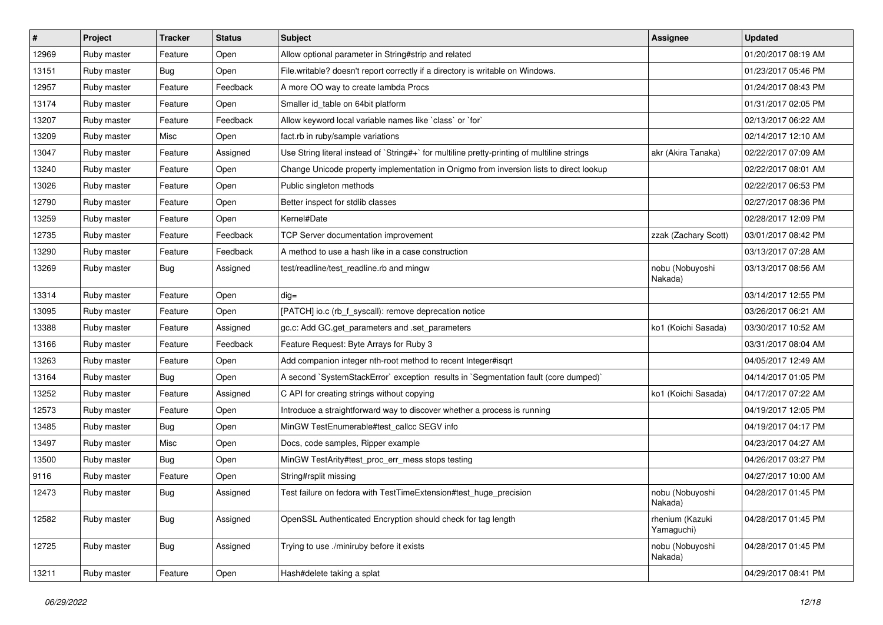| # | Project | Tracker | Status | Subject | Assignee | Updated |
|---|---|---|---|---|---|---|
| 12969 | Ruby master | Feature | Open | Allow optional parameter in String#strip and related | | 01/20/2017 08:19 AM |
| 13151 | Ruby master | Bug | Open | File.writable? doesn't report correctly if a directory is writable on Windows. | | 01/23/2017 05:46 PM |
| 12957 | Ruby master | Feature | Feedback | A more OO way to create lambda Procs | | 01/24/2017 08:43 PM |
| 13174 | Ruby master | Feature | Open | Smaller id_table on 64bit platform | | 01/31/2017 02:05 PM |
| 13207 | Ruby master | Feature | Feedback | Allow keyword local variable names like `class` or `for` | | 02/13/2017 06:22 AM |
| 13209 | Ruby master | Misc | Open | fact.rb in ruby/sample variations | | 02/14/2017 12:10 AM |
| 13047 | Ruby master | Feature | Assigned | Use String literal instead of `String#+` for multiline pretty-printing of multiline strings | akr (Akira Tanaka) | 02/22/2017 07:09 AM |
| 13240 | Ruby master | Feature | Open | Change Unicode property implementation in Onigmo from inversion lists to direct lookup | | 02/22/2017 08:01 AM |
| 13026 | Ruby master | Feature | Open | Public singleton methods | | 02/22/2017 06:53 PM |
| 12790 | Ruby master | Feature | Open | Better inspect for stdlib classes | | 02/27/2017 08:36 PM |
| 13259 | Ruby master | Feature | Open | Kernel#Date | | 02/28/2017 12:09 PM |
| 12735 | Ruby master | Feature | Feedback | TCP Server documentation improvement | zzak (Zachary Scott) | 03/01/2017 08:42 PM |
| 13290 | Ruby master | Feature | Feedback | A method to use a hash like in a case construction | | 03/13/2017 07:28 AM |
| 13269 | Ruby master | Bug | Assigned | test/readline/test_readline.rb and mingw | nobu (Nobuyoshi Nakada) | 03/13/2017 08:56 AM |
| 13314 | Ruby master | Feature | Open | dig= | | 03/14/2017 12:55 PM |
| 13095 | Ruby master | Feature | Open | [PATCH] io.c (rb_f_syscall): remove deprecation notice | | 03/26/2017 06:21 AM |
| 13388 | Ruby master | Feature | Assigned | gc.c: Add GC.get_parameters and .set_parameters | ko1 (Koichi Sasada) | 03/30/2017 10:52 AM |
| 13166 | Ruby master | Feature | Feedback | Feature Request: Byte Arrays for Ruby 3 | | 03/31/2017 08:04 AM |
| 13263 | Ruby master | Feature | Open | Add companion integer nth-root method to recent Integer#isqrt | | 04/05/2017 12:49 AM |
| 13164 | Ruby master | Bug | Open | A second `SystemStackError` exception results in `Segmentation fault (core dumped)` | | 04/14/2017 01:05 PM |
| 13252 | Ruby master | Feature | Assigned | C API for creating strings without copying | ko1 (Koichi Sasada) | 04/17/2017 07:22 AM |
| 12573 | Ruby master | Feature | Open | Introduce a straightforward way to discover whether a process is running | | 04/19/2017 12:05 PM |
| 13485 | Ruby master | Bug | Open | MinGW TestEnumerable#test_callcc SEGV info | | 04/19/2017 04:17 PM |
| 13497 | Ruby master | Misc | Open | Docs, code samples, Ripper example | | 04/23/2017 04:27 AM |
| 13500 | Ruby master | Bug | Open | MinGW TestArity#test_proc_err_mess stops testing | | 04/26/2017 03:27 PM |
| 9116 | Ruby master | Feature | Open | String#rsplit missing | | 04/27/2017 10:00 AM |
| 12473 | Ruby master | Bug | Assigned | Test failure on fedora with TestTimeExtension#test_huge_precision | nobu (Nobuyoshi Nakada) | 04/28/2017 01:45 PM |
| 12582 | Ruby master | Bug | Assigned | OpenSSL Authenticated Encryption should check for tag length | rhenium (Kazuki Yamaguchi) | 04/28/2017 01:45 PM |
| 12725 | Ruby master | Bug | Assigned | Trying to use ./miniruby before it exists | nobu (Nobuyoshi Nakada) | 04/28/2017 01:45 PM |
| 13211 | Ruby master | Feature | Open | Hash#delete taking a splat | | 04/29/2017 08:41 PM |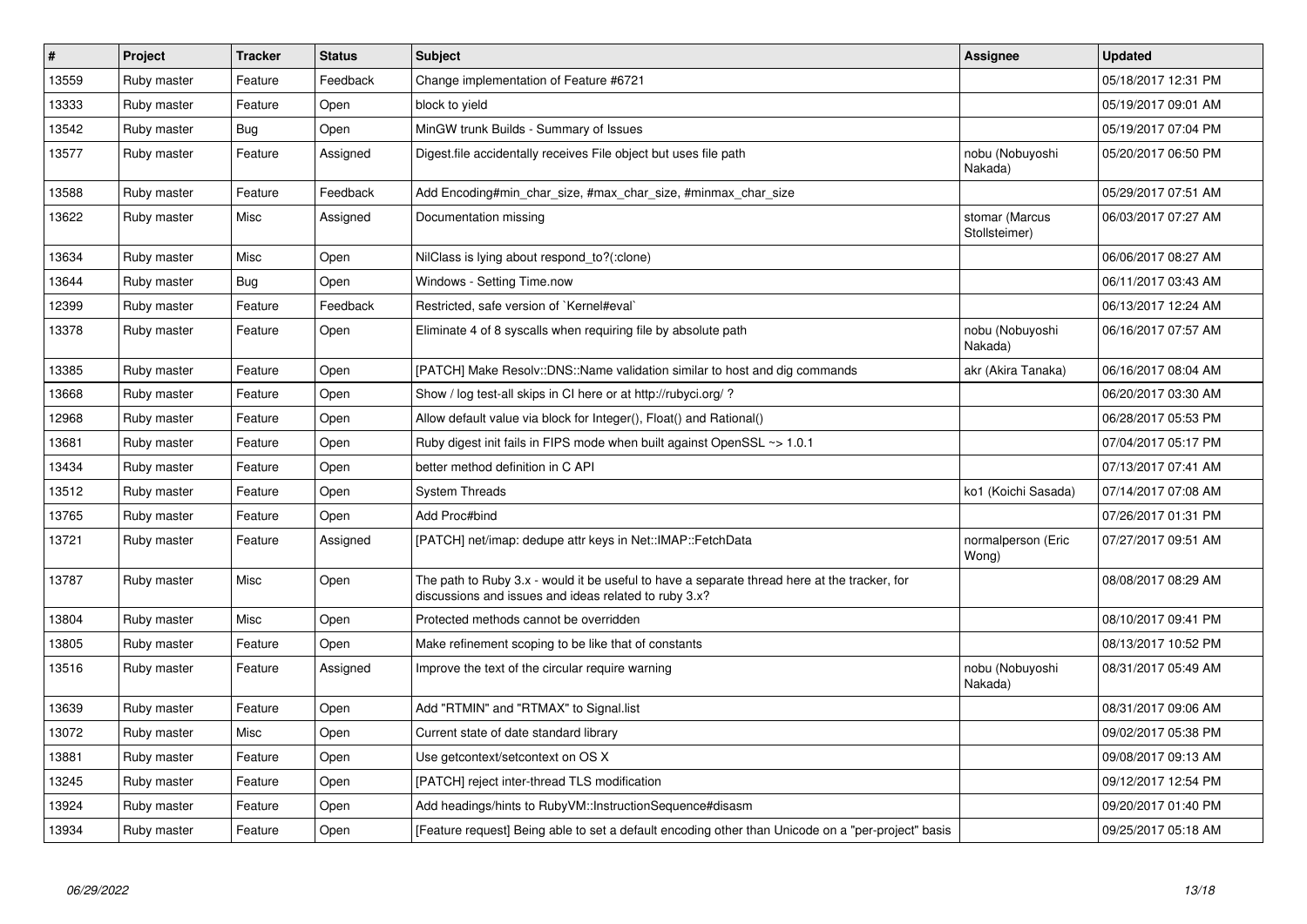| # | Project | Tracker | Status | Subject | Assignee | Updated |
|---|---|---|---|---|---|---|
| 13559 | Ruby master | Feature | Feedback | Change implementation of Feature #6721 | | 05/18/2017 12:31 PM |
| 13333 | Ruby master | Feature | Open | block to yield | | 05/19/2017 09:01 AM |
| 13542 | Ruby master | Bug | Open | MinGW trunk Builds - Summary of Issues | | 05/19/2017 07:04 PM |
| 13577 | Ruby master | Feature | Assigned | Digest.file accidentally receives File object but uses file path | nobu (Nobuyoshi Nakada) | 05/20/2017 06:50 PM |
| 13588 | Ruby master | Feature | Feedback | Add Encoding#min_char_size, #max_char_size, #minmax_char_size | | 05/29/2017 07:51 AM |
| 13622 | Ruby master | Misc | Assigned | Documentation missing | stomar (Marcus Stollsteimer) | 06/03/2017 07:27 AM |
| 13634 | Ruby master | Misc | Open | NilClass is lying about respond_to?(:clone) | | 06/06/2017 08:27 AM |
| 13644 | Ruby master | Bug | Open | Windows - Setting Time.now | | 06/11/2017 03:43 AM |
| 12399 | Ruby master | Feature | Feedback | Restricted, safe version of `Kernel#eval` | | 06/13/2017 12:24 AM |
| 13378 | Ruby master | Feature | Open | Eliminate 4 of 8 syscalls when requiring file by absolute path | nobu (Nobuyoshi Nakada) | 06/16/2017 07:57 AM |
| 13385 | Ruby master | Feature | Open | [PATCH] Make Resolv::DNS::Name validation similar to host and dig commands | akr (Akira Tanaka) | 06/16/2017 08:04 AM |
| 13668 | Ruby master | Feature | Open | Show / log test-all skips in CI here or at http://rubyci.org/ ? | | 06/20/2017 03:30 AM |
| 12968 | Ruby master | Feature | Open | Allow default value via block for Integer(), Float() and Rational() | | 06/28/2017 05:53 PM |
| 13681 | Ruby master | Feature | Open | Ruby digest init fails in FIPS mode when built against OpenSSL ~> 1.0.1 | | 07/04/2017 05:17 PM |
| 13434 | Ruby master | Feature | Open | better method definition in C API | | 07/13/2017 07:41 AM |
| 13512 | Ruby master | Feature | Open | System Threads | ko1 (Koichi Sasada) | 07/14/2017 07:08 AM |
| 13765 | Ruby master | Feature | Open | Add Proc#bind | | 07/26/2017 01:31 PM |
| 13721 | Ruby master | Feature | Assigned | [PATCH] net/imap: dedupe attr keys in Net::IMAP::FetchData | normalperson (Eric Wong) | 07/27/2017 09:51 AM |
| 13787 | Ruby master | Misc | Open | The path to Ruby 3.x - would it be useful to have a separate thread here at the tracker, for discussions and issues and ideas related to ruby 3.x? | | 08/08/2017 08:29 AM |
| 13804 | Ruby master | Misc | Open | Protected methods cannot be overridden | | 08/10/2017 09:41 PM |
| 13805 | Ruby master | Feature | Open | Make refinement scoping to be like that of constants | | 08/13/2017 10:52 PM |
| 13516 | Ruby master | Feature | Assigned | Improve the text of the circular require warning | nobu (Nobuyoshi Nakada) | 08/31/2017 05:49 AM |
| 13639 | Ruby master | Feature | Open | Add "RTMIN" and "RTMAX" to Signal.list | | 08/31/2017 09:06 AM |
| 13072 | Ruby master | Misc | Open | Current state of date standard library | | 09/02/2017 05:38 PM |
| 13881 | Ruby master | Feature | Open | Use getcontext/setcontext on OS X | | 09/08/2017 09:13 AM |
| 13245 | Ruby master | Feature | Open | [PATCH] reject inter-thread TLS modification | | 09/12/2017 12:54 PM |
| 13924 | Ruby master | Feature | Open | Add headings/hints to RubyVM::InstructionSequence#disasm | | 09/20/2017 01:40 PM |
| 13934 | Ruby master | Feature | Open | [Feature request] Being able to set a default encoding other than Unicode on a "per-project" basis | | 09/25/2017 05:18 AM |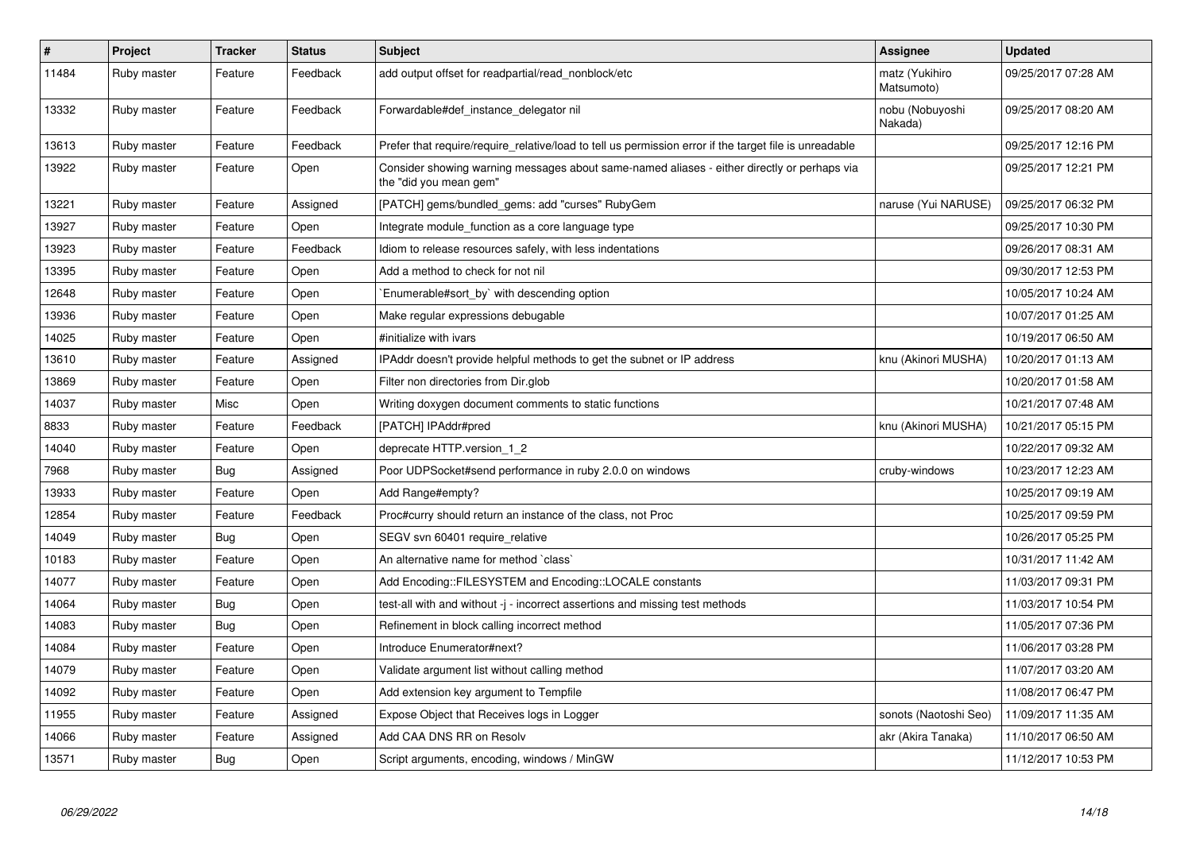| # | Project | Tracker | Status | Subject | Assignee | Updated |
|---|---|---|---|---|---|---|
| 11484 | Ruby master | Feature | Feedback | add output offset for readpartial/read_nonblock/etc | matz (Yukihiro Matsumoto) | 09/25/2017 07:28 AM |
| 13332 | Ruby master | Feature | Feedback | Forwardable#def_instance_delegator nil | nobu (Nobuyoshi Nakada) | 09/25/2017 08:20 AM |
| 13613 | Ruby master | Feature | Feedback | Prefer that require/require_relative/load to tell us permission error if the target file is unreadable | | 09/25/2017 12:16 PM |
| 13922 | Ruby master | Feature | Open | Consider showing warning messages about same-named aliases - either directly or perhaps via the "did you mean gem" | | 09/25/2017 12:21 PM |
| 13221 | Ruby master | Feature | Assigned | [PATCH] gems/bundled_gems: add "curses" RubyGem | naruse (Yui NARUSE) | 09/25/2017 06:32 PM |
| 13927 | Ruby master | Feature | Open | Integrate module_function as a core language type | | 09/25/2017 10:30 PM |
| 13923 | Ruby master | Feature | Feedback | Idiom to release resources safely, with less indentations | | 09/26/2017 08:31 AM |
| 13395 | Ruby master | Feature | Open | Add a method to check for not nil | | 09/30/2017 12:53 PM |
| 12648 | Ruby master | Feature | Open | `Enumerable#sort_by` with descending option | | 10/05/2017 10:24 AM |
| 13936 | Ruby master | Feature | Open | Make regular expressions debugable | | 10/07/2017 01:25 AM |
| 14025 | Ruby master | Feature | Open | #initialize with ivars | | 10/19/2017 06:50 AM |
| 13610 | Ruby master | Feature | Assigned | IPAddr doesn't provide helpful methods to get the subnet or IP address | knu (Akinori MUSHA) | 10/20/2017 01:13 AM |
| 13869 | Ruby master | Feature | Open | Filter non directories from Dir.glob | | 10/20/2017 01:58 AM |
| 14037 | Ruby master | Misc | Open | Writing doxygen document comments to static functions | | 10/21/2017 07:48 AM |
| 8833 | Ruby master | Feature | Feedback | [PATCH] IPAddr#pred | knu (Akinori MUSHA) | 10/21/2017 05:15 PM |
| 14040 | Ruby master | Feature | Open | deprecate HTTP.version_1_2 | | 10/22/2017 09:32 AM |
| 7968 | Ruby master | Bug | Assigned | Poor UDPSocket#send performance in ruby 2.0.0 on windows | cruby-windows | 10/23/2017 12:23 AM |
| 13933 | Ruby master | Feature | Open | Add Range#empty? | | 10/25/2017 09:19 AM |
| 12854 | Ruby master | Feature | Feedback | Proc#curry should return an instance of the class, not Proc | | 10/25/2017 09:59 PM |
| 14049 | Ruby master | Bug | Open | SEGV svn 60401 require_relative | | 10/26/2017 05:25 PM |
| 10183 | Ruby master | Feature | Open | An alternative name for method `class` | | 10/31/2017 11:42 AM |
| 14077 | Ruby master | Feature | Open | Add Encoding::FILESYSTEM and Encoding::LOCALE constants | | 11/03/2017 09:31 PM |
| 14064 | Ruby master | Bug | Open | test-all with and without -j - incorrect assertions and missing test methods | | 11/03/2017 10:54 PM |
| 14083 | Ruby master | Bug | Open | Refinement in block calling incorrect method | | 11/05/2017 07:36 PM |
| 14084 | Ruby master | Feature | Open | Introduce Enumerator#next? | | 11/06/2017 03:28 PM |
| 14079 | Ruby master | Feature | Open | Validate argument list without calling method | | 11/07/2017 03:20 AM |
| 14092 | Ruby master | Feature | Open | Add extension key argument to Tempfile | | 11/08/2017 06:47 PM |
| 11955 | Ruby master | Feature | Assigned | Expose Object that Receives logs in Logger | sonots (Naotoshi Seo) | 11/09/2017 11:35 AM |
| 14066 | Ruby master | Feature | Assigned | Add CAA DNS RR on Resolv | akr (Akira Tanaka) | 11/10/2017 06:50 AM |
| 13571 | Ruby master | Bug | Open | Script arguments, encoding, windows / MinGW | | 11/12/2017 10:53 PM |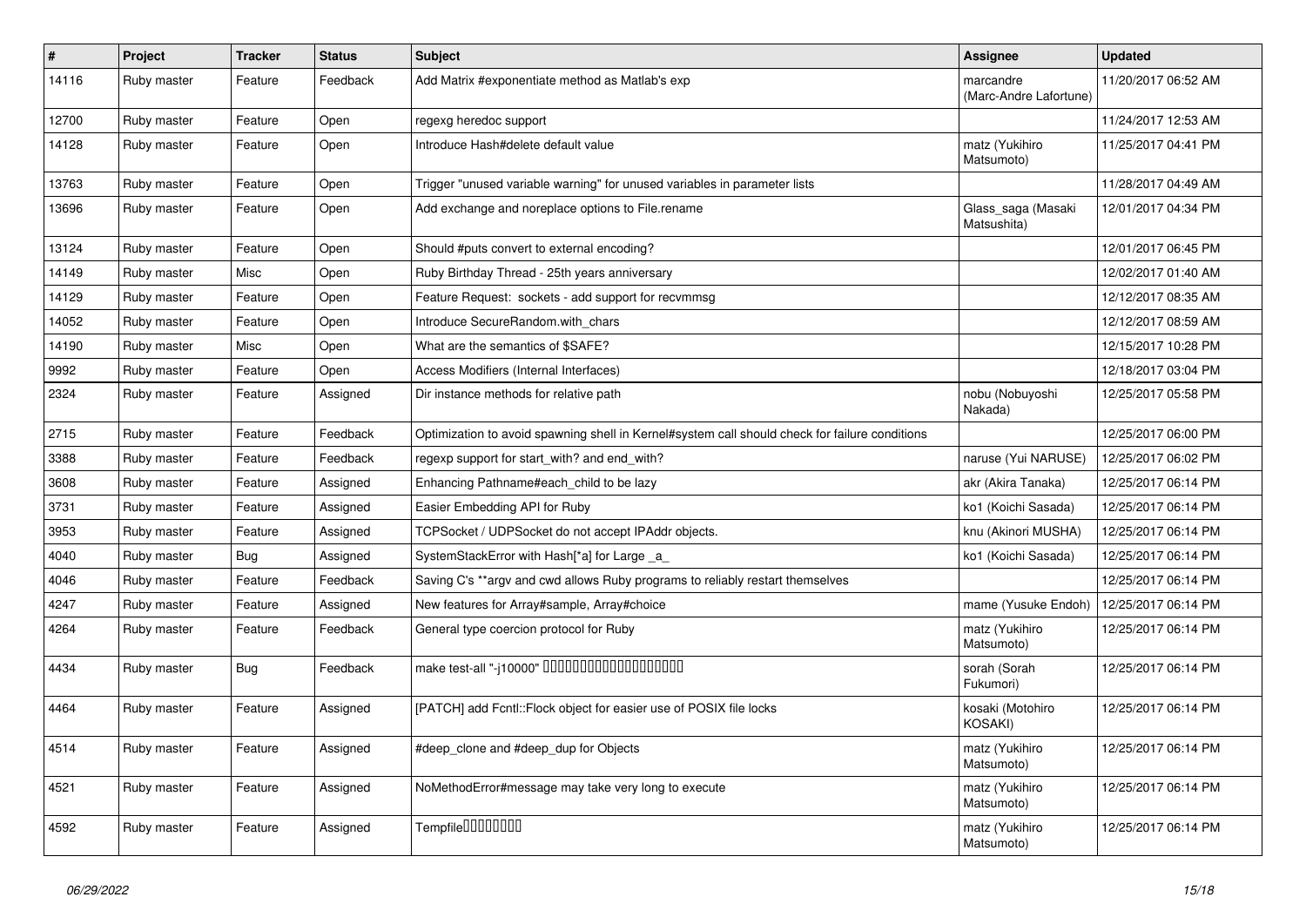| # | Project | Tracker | Status | Subject | Assignee | Updated |
|---|---|---|---|---|---|---|
| 14116 | Ruby master | Feature | Feedback | Add Matrix #exponentiate method as Matlab's exp | marcandre (Marc-Andre Lafortune) | 11/20/2017 06:52 AM |
| 12700 | Ruby master | Feature | Open | regexg heredoc support | | 11/24/2017 12:53 AM |
| 14128 | Ruby master | Feature | Open | Introduce Hash#delete default value | matz (Yukihiro Matsumoto) | 11/25/2017 04:41 PM |
| 13763 | Ruby master | Feature | Open | Trigger "unused variable warning" for unused variables in parameter lists | | 11/28/2017 04:49 AM |
| 13696 | Ruby master | Feature | Open | Add exchange and noreplace options to File.rename | Glass_saga (Masaki Matsushita) | 12/01/2017 04:34 PM |
| 13124 | Ruby master | Feature | Open | Should #puts convert to external encoding? | | 12/01/2017 06:45 PM |
| 14149 | Ruby master | Misc | Open | Ruby Birthday Thread - 25th years anniversary | | 12/02/2017 01:40 AM |
| 14129 | Ruby master | Feature | Open | Feature Request: sockets - add support for recvmmsg | | 12/12/2017 08:35 AM |
| 14052 | Ruby master | Feature | Open | Introduce SecureRandom.with_chars | | 12/12/2017 08:59 AM |
| 14190 | Ruby master | Misc | Open | What are the semantics of $SAFE? | | 12/15/2017 10:28 PM |
| 9992 | Ruby master | Feature | Open | Access Modifiers (Internal Interfaces) | | 12/18/2017 03:04 PM |
| 2324 | Ruby master | Feature | Assigned | Dir instance methods for relative path | nobu (Nobuyoshi Nakada) | 12/25/2017 05:58 PM |
| 2715 | Ruby master | Feature | Feedback | Optimization to avoid spawning shell in Kernel#system call should check for failure conditions | | 12/25/2017 06:00 PM |
| 3388 | Ruby master | Feature | Feedback | regexp support for start_with? and end_with? | naruse (Yui NARUSE) | 12/25/2017 06:02 PM |
| 3608 | Ruby master | Feature | Assigned | Enhancing Pathname#each_child to be lazy | akr (Akira Tanaka) | 12/25/2017 06:14 PM |
| 3731 | Ruby master | Feature | Assigned | Easier Embedding API for Ruby | ko1 (Koichi Sasada) | 12/25/2017 06:14 PM |
| 3953 | Ruby master | Feature | Assigned | TCPSocket / UDPSocket do not accept IPAddr objects. | knu (Akinori MUSHA) | 12/25/2017 06:14 PM |
| 4040 | Ruby master | Bug | Assigned | SystemStackError with Hash[*a] for Large _a_ | ko1 (Koichi Sasada) | 12/25/2017 06:14 PM |
| 4046 | Ruby master | Feature | Feedback | Saving C's **argv and cwd allows Ruby programs to reliably restart themselves | | 12/25/2017 06:14 PM |
| 4247 | Ruby master | Feature | Assigned | New features for Array#sample, Array#choice | mame (Yusuke Endoh) | 12/25/2017 06:14 PM |
| 4264 | Ruby master | Feature | Feedback | General type coercion protocol for Ruby | matz (Yukihiro Matsumoto) | 12/25/2017 06:14 PM |
| 4434 | Ruby master | Bug | Feedback | make test-all "-j10000" ���������������������� | sorah (Sorah Fukumori) | 12/25/2017 06:14 PM |
| 4464 | Ruby master | Feature | Assigned | [PATCH] add Fcntl::Flock object for easier use of POSIX file locks | kosaki (Motohiro KOSAKI) | 12/25/2017 06:14 PM |
| 4514 | Ruby master | Feature | Assigned | #deep_clone and #deep_dup for Objects | matz (Yukihiro Matsumoto) | 12/25/2017 06:14 PM |
| 4521 | Ruby master | Feature | Assigned | NoMethodError#message may take very long to execute | matz (Yukihiro Matsumoto) | 12/25/2017 06:14 PM |
| 4592 | Ruby master | Feature | Assigned | Tempfile�������� | matz (Yukihiro Matsumoto) | 12/25/2017 06:14 PM |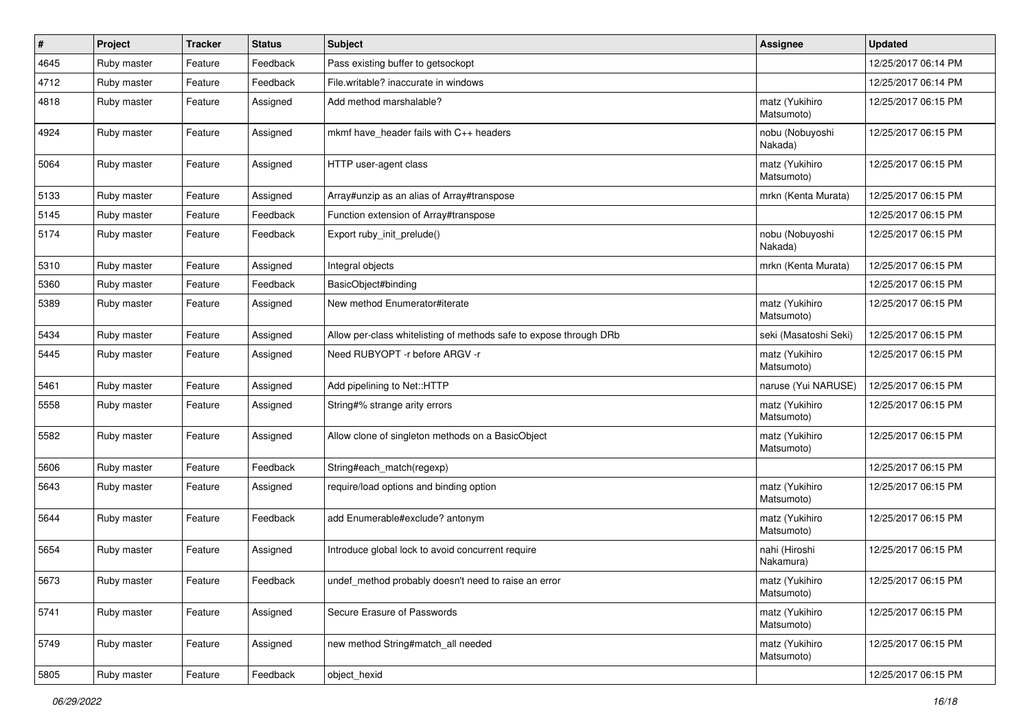| # | Project | Tracker | Status | Subject | Assignee | Updated |
|---|---|---|---|---|---|---|
| 4645 | Ruby master | Feature | Feedback | Pass existing buffer to getsockopt | | 12/25/2017 06:14 PM |
| 4712 | Ruby master | Feature | Feedback | File.writable? inaccurate in windows | | 12/25/2017 06:14 PM |
| 4818 | Ruby master | Feature | Assigned | Add method marshalable? | matz (Yukihiro Matsumoto) | 12/25/2017 06:15 PM |
| 4924 | Ruby master | Feature | Assigned | mkmf have_header fails with C++ headers | nobu (Nobuyoshi Nakada) | 12/25/2017 06:15 PM |
| 5064 | Ruby master | Feature | Assigned | HTTP user-agent class | matz (Yukihiro Matsumoto) | 12/25/2017 06:15 PM |
| 5133 | Ruby master | Feature | Assigned | Array#unzip as an alias of Array#transpose | mrkn (Kenta Murata) | 12/25/2017 06:15 PM |
| 5145 | Ruby master | Feature | Feedback | Function extension of Array#transpose | | 12/25/2017 06:15 PM |
| 5174 | Ruby master | Feature | Feedback | Export ruby_init_prelude() | nobu (Nobuyoshi Nakada) | 12/25/2017 06:15 PM |
| 5310 | Ruby master | Feature | Assigned | Integral objects | mrkn (Kenta Murata) | 12/25/2017 06:15 PM |
| 5360 | Ruby master | Feature | Feedback | BasicObject#binding | | 12/25/2017 06:15 PM |
| 5389 | Ruby master | Feature | Assigned | New method Enumerator#iterate | matz (Yukihiro Matsumoto) | 12/25/2017 06:15 PM |
| 5434 | Ruby master | Feature | Assigned | Allow per-class whitelisting of methods safe to expose through DRb | seki (Masatoshi Seki) | 12/25/2017 06:15 PM |
| 5445 | Ruby master | Feature | Assigned | Need RUBYOPT -r before ARGV -r | matz (Yukihiro Matsumoto) | 12/25/2017 06:15 PM |
| 5461 | Ruby master | Feature | Assigned | Add pipelining to Net::HTTP | naruse (Yui NARUSE) | 12/25/2017 06:15 PM |
| 5558 | Ruby master | Feature | Assigned | String#% strange arity errors | matz (Yukihiro Matsumoto) | 12/25/2017 06:15 PM |
| 5582 | Ruby master | Feature | Assigned | Allow clone of singleton methods on a BasicObject | matz (Yukihiro Matsumoto) | 12/25/2017 06:15 PM |
| 5606 | Ruby master | Feature | Feedback | String#each_match(regexp) | | 12/25/2017 06:15 PM |
| 5643 | Ruby master | Feature | Assigned | require/load options and binding option | matz (Yukihiro Matsumoto) | 12/25/2017 06:15 PM |
| 5644 | Ruby master | Feature | Feedback | add Enumerable#exclude? antonym | matz (Yukihiro Matsumoto) | 12/25/2017 06:15 PM |
| 5654 | Ruby master | Feature | Assigned | Introduce global lock to avoid concurrent require | nahi (Hiroshi Nakamura) | 12/25/2017 06:15 PM |
| 5673 | Ruby master | Feature | Feedback | undef_method probably doesn't need to raise an error | matz (Yukihiro Matsumoto) | 12/25/2017 06:15 PM |
| 5741 | Ruby master | Feature | Assigned | Secure Erasure of Passwords | matz (Yukihiro Matsumoto) | 12/25/2017 06:15 PM |
| 5749 | Ruby master | Feature | Assigned | new method String#match_all needed | matz (Yukihiro Matsumoto) | 12/25/2017 06:15 PM |
| 5805 | Ruby master | Feature | Feedback | object_hexid | | 12/25/2017 06:15 PM |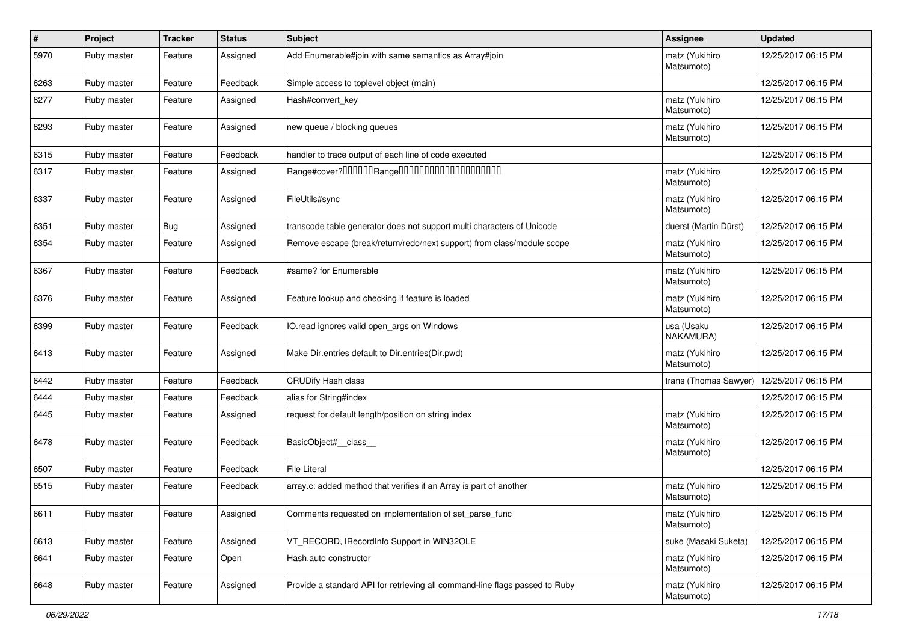| # | Project | Tracker | Status | Subject | Assignee | Updated |
|---|---|---|---|---|---|---|
| 5970 | Ruby master | Feature | Assigned | Add Enumerable#join with same semantics as Array#join | matz (Yukihiro Matsumoto) | 12/25/2017 06:15 PM |
| 6263 | Ruby master | Feature | Feedback | Simple access to toplevel object (main) | | 12/25/2017 06:15 PM |
| 6277 | Ruby master | Feature | Assigned | Hash#convert_key | matz (Yukihiro Matsumoto) | 12/25/2017 06:15 PM |
| 6293 | Ruby master | Feature | Assigned | new queue / blocking queues | matz (Yukihiro Matsumoto) | 12/25/2017 06:15 PM |
| 6315 | Ruby master | Feature | Feedback | handler to trace output of each line of code executed | | 12/25/2017 06:15 PM |
| 6317 | Ruby master | Feature | Assigned | Range#cover?□□□□□□Range□□□□□□□□□□□□□□□□□□□□ | matz (Yukihiro Matsumoto) | 12/25/2017 06:15 PM |
| 6337 | Ruby master | Feature | Assigned | FileUtils#sync | matz (Yukihiro Matsumoto) | 12/25/2017 06:15 PM |
| 6351 | Ruby master | Bug | Assigned | transcode table generator does not support multi characters of Unicode | duerst (Martin Dürst) | 12/25/2017 06:15 PM |
| 6354 | Ruby master | Feature | Assigned | Remove escape (break/return/redo/next support) from class/module scope | matz (Yukihiro Matsumoto) | 12/25/2017 06:15 PM |
| 6367 | Ruby master | Feature | Feedback | #same? for Enumerable | matz (Yukihiro Matsumoto) | 12/25/2017 06:15 PM |
| 6376 | Ruby master | Feature | Assigned | Feature lookup and checking if feature is loaded | matz (Yukihiro Matsumoto) | 12/25/2017 06:15 PM |
| 6399 | Ruby master | Feature | Feedback | IO.read ignores valid open_args on Windows | usa (Usaku NAKAMURA) | 12/25/2017 06:15 PM |
| 6413 | Ruby master | Feature | Assigned | Make Dir.entries default to Dir.entries(Dir.pwd) | matz (Yukihiro Matsumoto) | 12/25/2017 06:15 PM |
| 6442 | Ruby master | Feature | Feedback | CRUDify Hash class | trans (Thomas Sawyer) | 12/25/2017 06:15 PM |
| 6444 | Ruby master | Feature | Feedback | alias for String#index | | 12/25/2017 06:15 PM |
| 6445 | Ruby master | Feature | Assigned | request for default length/position on string index | matz (Yukihiro Matsumoto) | 12/25/2017 06:15 PM |
| 6478 | Ruby master | Feature | Feedback | BasicObject#__class__ | matz (Yukihiro Matsumoto) | 12/25/2017 06:15 PM |
| 6507 | Ruby master | Feature | Feedback | File Literal | | 12/25/2017 06:15 PM |
| 6515 | Ruby master | Feature | Feedback | array.c: added method that verifies if an Array is part of another | matz (Yukihiro Matsumoto) | 12/25/2017 06:15 PM |
| 6611 | Ruby master | Feature | Assigned | Comments requested on implementation of set_parse_func | matz (Yukihiro Matsumoto) | 12/25/2017 06:15 PM |
| 6613 | Ruby master | Feature | Assigned | VT_RECORD, IRecordInfo Support in WIN32OLE | suke (Masaki Suketa) | 12/25/2017 06:15 PM |
| 6641 | Ruby master | Feature | Open | Hash.auto constructor | matz (Yukihiro Matsumoto) | 12/25/2017 06:15 PM |
| 6648 | Ruby master | Feature | Assigned | Provide a standard API for retrieving all command-line flags passed to Ruby | matz (Yukihiro Matsumoto) | 12/25/2017 06:15 PM |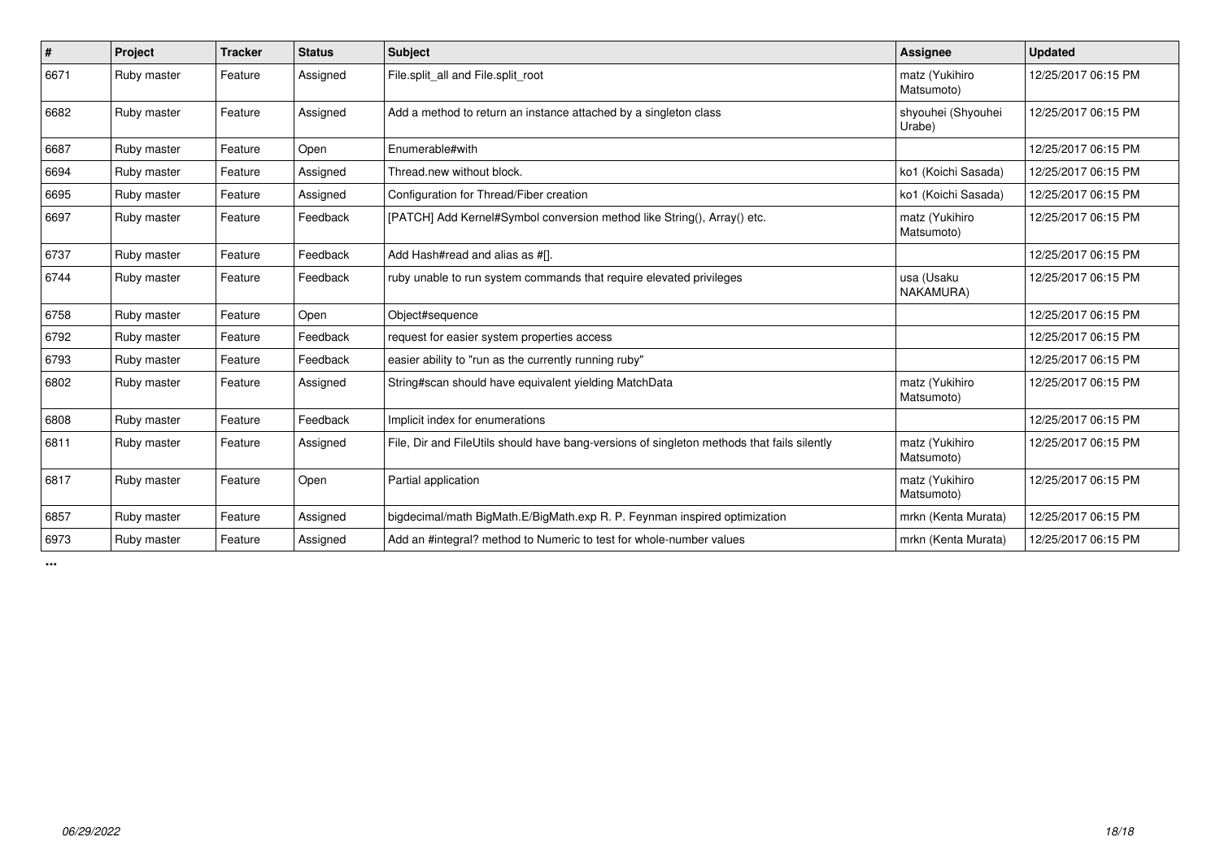| # | Project | Tracker | Status | Subject | Assignee | Updated |
|---|---|---|---|---|---|---|
| 6671 | Ruby master | Feature | Assigned | File.split_all and File.split_root | matz (Yukihiro Matsumoto) | 12/25/2017 06:15 PM |
| 6682 | Ruby master | Feature | Assigned | Add a method to return an instance attached by a singleton class | shyouhei (Shyouhei Urabe) | 12/25/2017 06:15 PM |
| 6687 | Ruby master | Feature | Open | Enumerable#with | | 12/25/2017 06:15 PM |
| 6694 | Ruby master | Feature | Assigned | Thread.new without block. | ko1 (Koichi Sasada) | 12/25/2017 06:15 PM |
| 6695 | Ruby master | Feature | Assigned | Configuration for Thread/Fiber creation | ko1 (Koichi Sasada) | 12/25/2017 06:15 PM |
| 6697 | Ruby master | Feature | Feedback | [PATCH] Add Kernel#Symbol conversion method like String(), Array() etc. | matz (Yukihiro Matsumoto) | 12/25/2017 06:15 PM |
| 6737 | Ruby master | Feature | Feedback | Add Hash#read and alias as #[]. | | 12/25/2017 06:15 PM |
| 6744 | Ruby master | Feature | Feedback | ruby unable to run system commands that require elevated privileges | usa (Usaku NAKAMURA) | 12/25/2017 06:15 PM |
| 6758 | Ruby master | Feature | Open | Object#sequence | | 12/25/2017 06:15 PM |
| 6792 | Ruby master | Feature | Feedback | request for easier system properties access | | 12/25/2017 06:15 PM |
| 6793 | Ruby master | Feature | Feedback | easier ability to "run as the currently running ruby" | | 12/25/2017 06:15 PM |
| 6802 | Ruby master | Feature | Assigned | String#scan should have equivalent yielding MatchData | matz (Yukihiro Matsumoto) | 12/25/2017 06:15 PM |
| 6808 | Ruby master | Feature | Feedback | Implicit index for enumerations | | 12/25/2017 06:15 PM |
| 6811 | Ruby master | Feature | Assigned | File, Dir and FileUtils should have bang-versions of singleton methods that fails silently | matz (Yukihiro Matsumoto) | 12/25/2017 06:15 PM |
| 6817 | Ruby master | Feature | Open | Partial application | matz (Yukihiro Matsumoto) | 12/25/2017 06:15 PM |
| 6857 | Ruby master | Feature | Assigned | bigdecimal/math BigMath.E/BigMath.exp R. P. Feynman inspired optimization | mrkn (Kenta Murata) | 12/25/2017 06:15 PM |
| 6973 | Ruby master | Feature | Assigned | Add an #integral? method to Numeric to test for whole-number values | mrkn (Kenta Murata) | 12/25/2017 06:15 PM |

...